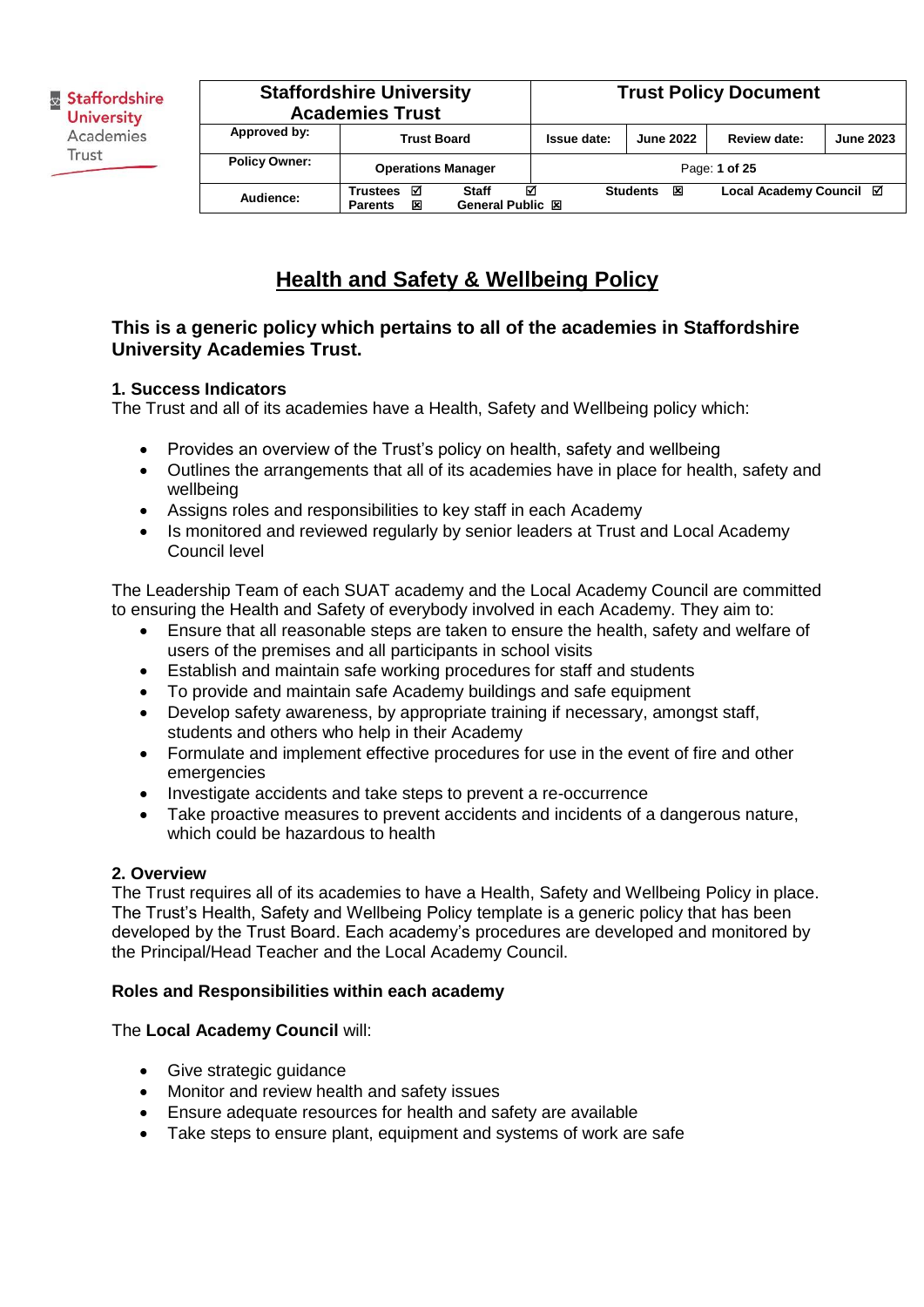| Staffordshire University Academies Trust | | Trust Policy Document | | | |
|---|---|---|---|---|---|
| **Approved by:** | **Trust Board** | **Issue date:** | **June 2022** | **Review date:** | **June 2023** |
| **Policy Owner:** | **Operations Manager** | Page: **1 of 25** | | | |
| **Audience:** | **Trustees** ☑ **Staff** ☑ **Parents** ☒ **General Public** ☒ | **Students** ☒ | | **Local Academy Council** ☑ | |

# Health and Safety & Wellbeing Policy

**This is a generic policy which pertains to all of the academies in Staffordshire University Academies Trust.**

**1. Success Indicators**

The Trust and all of its academies have a Health, Safety and Wellbeing policy which:

- Provides an overview of the Trust's policy on health, safety and wellbeing
- Outlines the arrangements that all of its academies have in place for health, safety and wellbeing
- Assigns roles and responsibilities to key staff in each Academy
- Is monitored and reviewed regularly by senior leaders at Trust and Local Academy Council level

The Leadership Team of each SUAT academy and the Local Academy Council are committed to ensuring the Health and Safety of everybody involved in each Academy. They aim to:

- Ensure that all reasonable steps are taken to ensure the health, safety and welfare of users of the premises and all participants in school visits
- Establish and maintain safe working procedures for staff and students
- To provide and maintain safe Academy buildings and safe equipment
- Develop safety awareness, by appropriate training if necessary, amongst staff, students and others who help in their Academy
- Formulate and implement effective procedures for use in the event of fire and other emergencies
- Investigate accidents and take steps to prevent a re-occurrence
- Take proactive measures to prevent accidents and incidents of a dangerous nature, which could be hazardous to health

**2. Overview**

The Trust requires all of its academies to have a Health, Safety and Wellbeing Policy in place. The Trust's Health, Safety and Wellbeing Policy template is a generic policy that has been developed by the Trust Board. Each academy's procedures are developed and monitored by the Principal/Head Teacher and the Local Academy Council.

**Roles and Responsibilities within each academy**

The **Local Academy Council** will:

- Give strategic guidance
- Monitor and review health and safety issues
- Ensure adequate resources for health and safety are available
- Take steps to ensure plant, equipment and systems of work are safe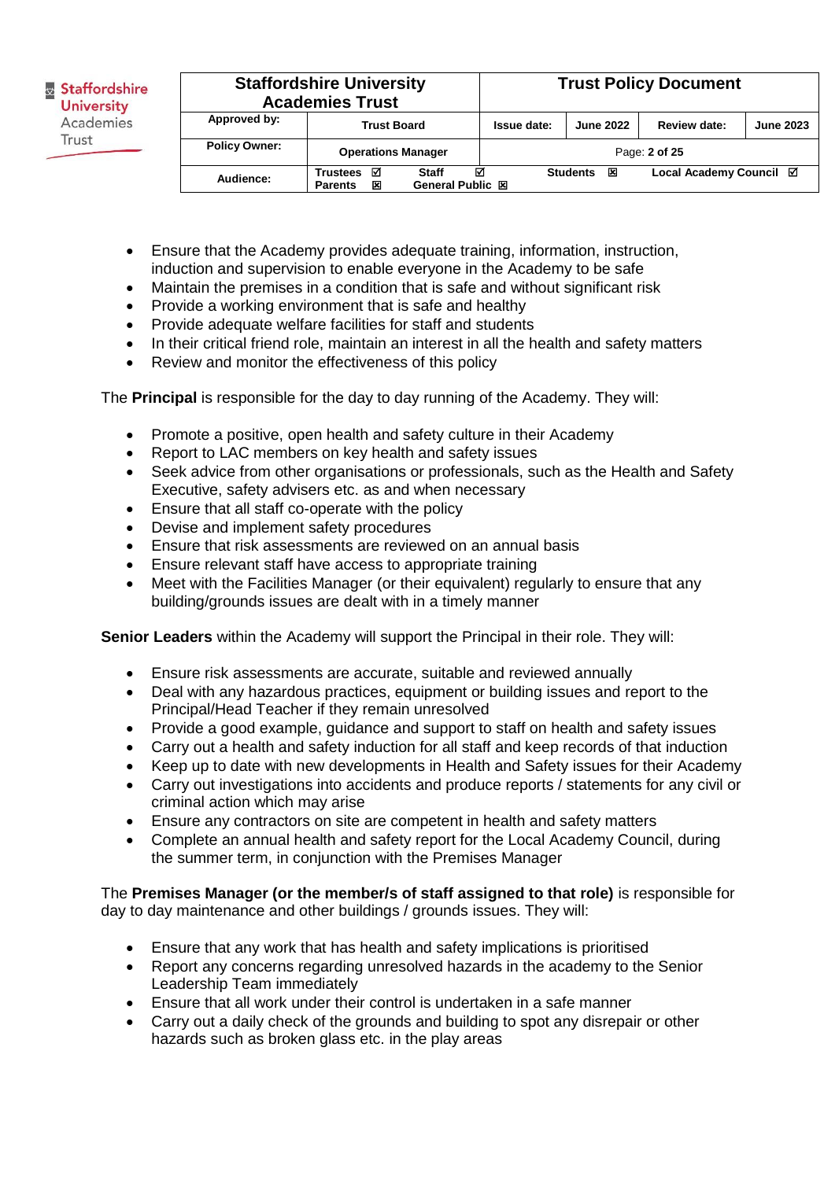- Ensure that the Academy provides adequate training, information, instruction, induction and supervision to enable everyone in the Academy to be safe
- Maintain the premises in a condition that is safe and without significant risk
- Provide a working environment that is safe and healthy
- Provide adequate welfare facilities for staff and students
- In their critical friend role, maintain an interest in all the health and safety matters
- Review and monitor the effectiveness of this policy

The **Principal** is responsible for the day to day running of the Academy. They will:

- Promote a positive, open health and safety culture in their Academy
- Report to LAC members on key health and safety issues
- Seek advice from other organisations or professionals, such as the Health and Safety Executive, safety advisers etc. as and when necessary
- Ensure that all staff co-operate with the policy
- Devise and implement safety procedures
- Ensure that risk assessments are reviewed on an annual basis
- Ensure relevant staff have access to appropriate training
- Meet with the Facilities Manager (or their equivalent) regularly to ensure that any building/grounds issues are dealt with in a timely manner

**Senior Leaders** within the Academy will support the Principal in their role. They will:

- Ensure risk assessments are accurate, suitable and reviewed annually
- Deal with any hazardous practices, equipment or building issues and report to the Principal/Head Teacher if they remain unresolved
- Provide a good example, guidance and support to staff on health and safety issues
- Carry out a health and safety induction for all staff and keep records of that induction
- Keep up to date with new developments in Health and Safety issues for their Academy
- Carry out investigations into accidents and produce reports / statements for any civil or criminal action which may arise
- Ensure any contractors on site are competent in health and safety matters
- Complete an annual health and safety report for the Local Academy Council, during the summer term, in conjunction with the Premises Manager

The **Premises Manager (or the member/s of staff assigned to that role)** is responsible for day to day maintenance and other buildings / grounds issues. They will:

- Ensure that any work that has health and safety implications is prioritised
- Report any concerns regarding unresolved hazards in the academy to the Senior Leadership Team immediately
- Ensure that all work under their control is undertaken in a safe manner
- Carry out a daily check of the grounds and building to spot any disrepair or other hazards such as broken glass etc. in the play areas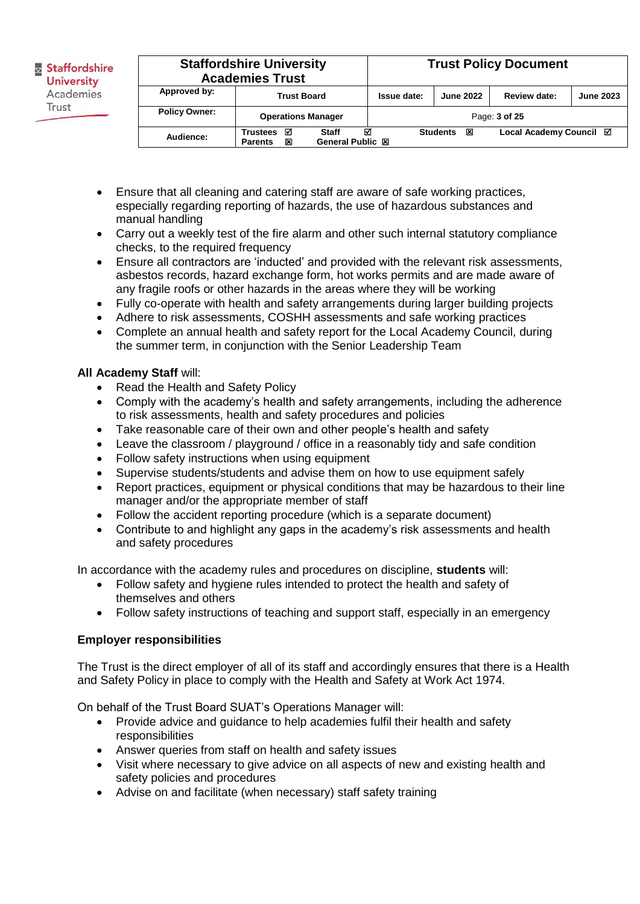- Ensure that all cleaning and catering staff are aware of safe working practices, especially regarding reporting of hazards, the use of hazardous substances and manual handling
- Carry out a weekly test of the fire alarm and other such internal statutory compliance checks, to the required frequency
- Ensure all contractors are 'inducted' and provided with the relevant risk assessments, asbestos records, hazard exchange form, hot works permits and are made aware of any fragile roofs or other hazards in the areas where they will be working
- Fully co-operate with health and safety arrangements during larger building projects
- Adhere to risk assessments, COSHH assessments and safe working practices
- Complete an annual health and safety report for the Local Academy Council, during the summer term, in conjunction with the Senior Leadership Team

**All Academy Staff** will:

- Read the Health and Safety Policy
- Comply with the academy's health and safety arrangements, including the adherence to risk assessments, health and safety procedures and policies
- Take reasonable care of their own and other people's health and safety
- Leave the classroom / playground / office in a reasonably tidy and safe condition
- Follow safety instructions when using equipment
- Supervise students/students and advise them on how to use equipment safely
- Report practices, equipment or physical conditions that may be hazardous to their line manager and/or the appropriate member of staff
- Follow the accident reporting procedure (which is a separate document)
- Contribute to and highlight any gaps in the academy's risk assessments and health and safety procedures

In accordance with the academy rules and procedures on discipline, **students** will:

- Follow safety and hygiene rules intended to protect the health and safety of themselves and others
- Follow safety instructions of teaching and support staff, especially in an emergency

**Employer responsibilities**

The Trust is the direct employer of all of its staff and accordingly ensures that there is a Health and Safety Policy in place to comply with the Health and Safety at Work Act 1974.

On behalf of the Trust Board SUAT's Operations Manager will:

- Provide advice and guidance to help academies fulfil their health and safety responsibilities
- Answer queries from staff on health and safety issues
- Visit where necessary to give advice on all aspects of new and existing health and safety policies and procedures
- Advise on and facilitate (when necessary) staff safety training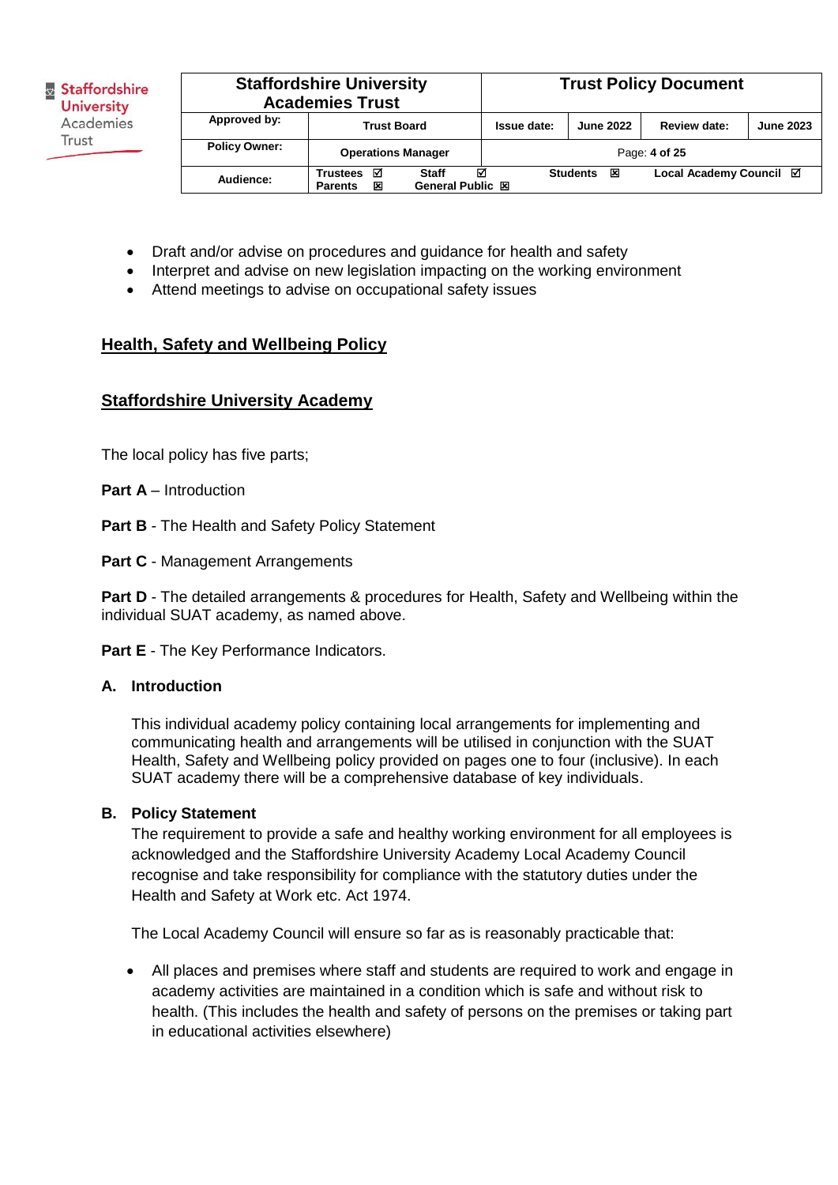- Draft and/or advise on procedures and guidance for health and safety
- Interpret and advise on new legislation impacting on the working environment
- Attend meetings to advise on occupational safety issues

## Health, Safety and Wellbeing Policy

## Staffordshire University Academy

The local policy has five parts;

**Part A** – Introduction

**Part B** - The Health and Safety Policy Statement

**Part C** - Management Arrangements

**Part D** - The detailed arrangements & procedures for Health, Safety and Wellbeing within the individual SUAT academy, as named above.

**Part E** - The Key Performance Indicators.

### A. Introduction

This individual academy policy containing local arrangements for implementing and communicating health and arrangements will be utilised in conjunction with the SUAT Health, Safety and Wellbeing policy provided on pages one to four (inclusive). In each SUAT academy there will be a comprehensive database of key individuals.

### B. Policy Statement

The requirement to provide a safe and healthy working environment for all employees is acknowledged and the Staffordshire University Academy Local Academy Council recognise and take responsibility for compliance with the statutory duties under the Health and Safety at Work etc. Act 1974.

The Local Academy Council will ensure so far as is reasonably practicable that:

- All places and premises where staff and students are required to work and engage in academy activities are maintained in a condition which is safe and without risk to health. (This includes the health and safety of persons on the premises or taking part in educational activities elsewhere)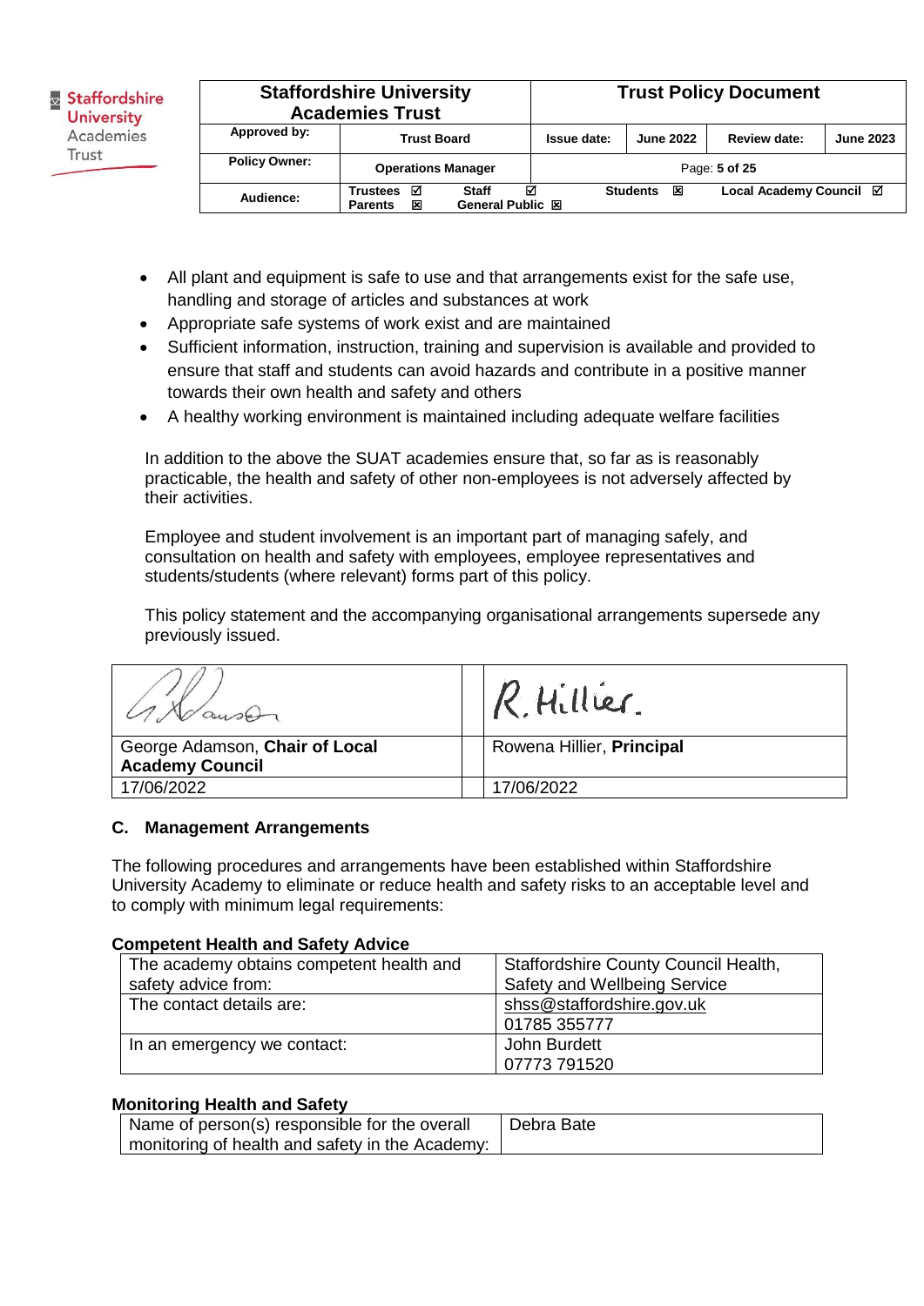- All plant and equipment is safe to use and that arrangements exist for the safe use, handling and storage of articles and substances at work
- Appropriate safe systems of work exist and are maintained
- Sufficient information, instruction, training and supervision is available and provided to ensure that staff and students can avoid hazards and contribute in a positive manner towards their own health and safety and others
- A healthy working environment is maintained including adequate welfare facilities

In addition to the above the SUAT academies ensure that, so far as is reasonably practicable, the health and safety of other non-employees is not adversely affected by their activities.

Employee and student involvement is an important part of managing safely, and consultation on health and safety with employees, employee representatives and students/students (where relevant) forms part of this policy.

This policy statement and the accompanying organisational arrangements supersede any previously issued.

| | |
|---|---|
| | R. Hillier. |
| George Adamson, **Chair of Local Academy Council** | Rowena Hillier, **Principal** |
| 17/06/2022 | 17/06/2022 |

## C. Management Arrangements

The following procedures and arrangements have been established within Staffordshire University Academy to eliminate or reduce health and safety risks to an acceptable level and to comply with minimum legal requirements:

**Competent Health and Safety Advice**

| | |
|---|---|
| The academy obtains competent health and safety advice from: | Staffordshire County Council Health, Safety and Wellbeing Service |
| The contact details are: | shss@staffordshire.gov.uk<br>01785 355777 |
| In an emergency we contact: | John Burdett<br>07773 791520 |

**Monitoring Health and Safety**

| | |
|---|---|
| Name of person(s) responsible for the overall monitoring of health and safety in the Academy: | Debra Bate |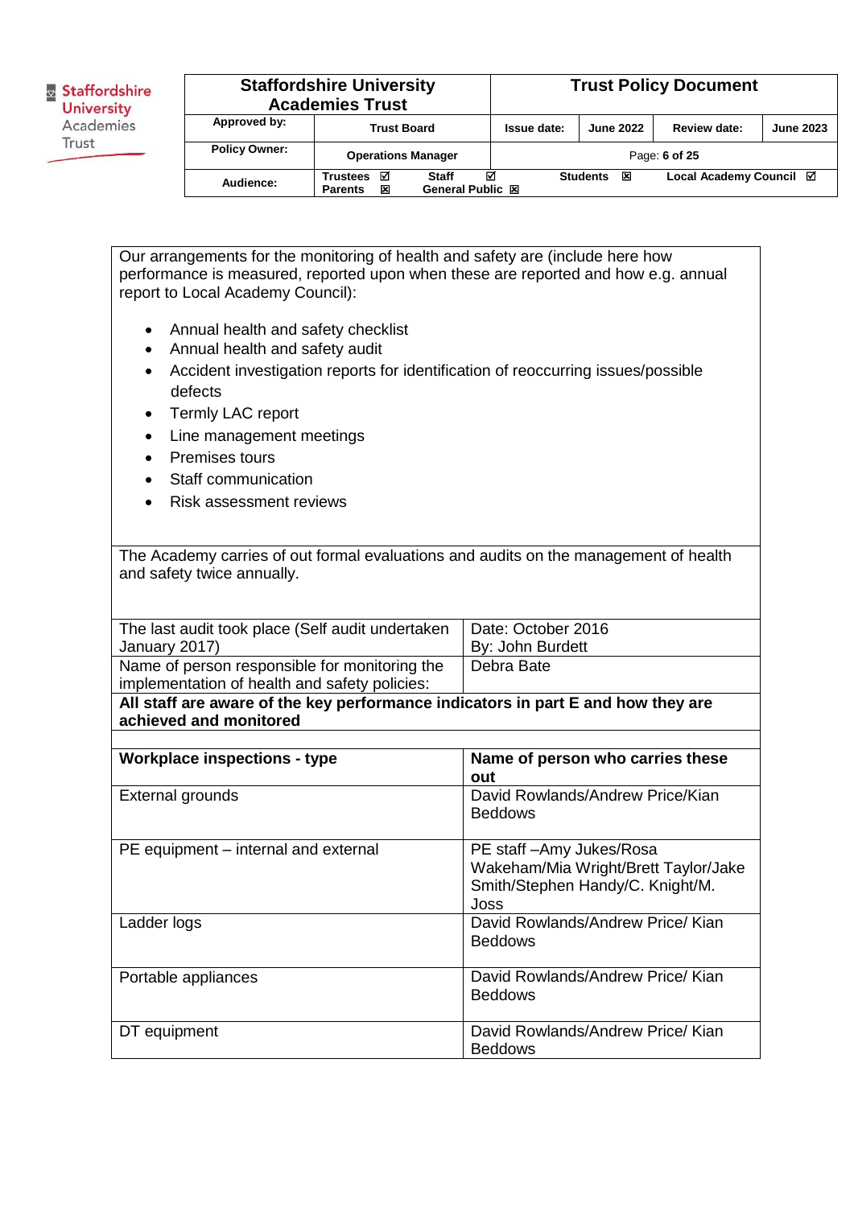| Our arrangements for the monitoring of health and safety are (include here how performance is measured, reported upon when these are reported and how e.g. annual report to Local Academy Council): <br><br> • Annual health and safety checklist <br> • Annual health and safety audit <br> • Accident investigation reports for identification of reoccurring issues/possible defects <br> • Termly LAC report <br> • Line management meetings <br> • Premises tours <br> • Staff communication <br> • Risk assessment reviews | |
|---|---|
| The Academy carries of out formal evaluations and audits on the management of health and safety twice annually. | |
| The last audit took place (Self audit undertaken January 2017) | Date: October 2016<br>By: John Burdett |
| Name of person responsible for monitoring the implementation of health and safety policies: | Debra Bate |
| **All staff are aware of the key performance indicators in part E and how they are achieved and monitored** | |
| | |
| **Workplace inspections - type** | **Name of person who carries these out** |
| External grounds | David Rowlands/Andrew Price/Kian Beddows |
| PE equipment – internal and external | PE staff –Amy Jukes/Rosa Wakeham/Mia Wright/Brett Taylor/Jake Smith/Stephen Handy/C. Knight/M. Joss |
| Ladder logs | David Rowlands/Andrew Price/ Kian Beddows |
| Portable appliances | David Rowlands/Andrew Price/ Kian Beddows |
| DT equipment | David Rowlands/Andrew Price/ Kian Beddows |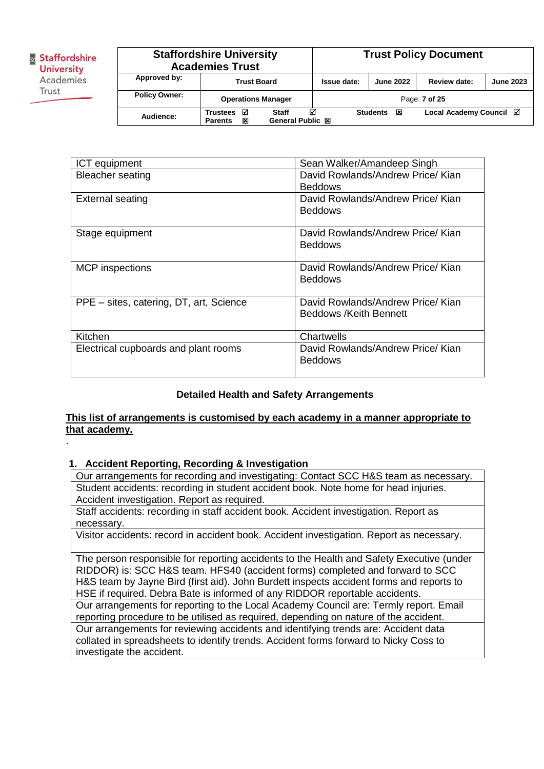| ICT equipment | Sean Walker/Amandeep Singh |
|---|---|
| Bleacher seating | David Rowlands/Andrew Price/ Kian Beddows |
| External seating | David Rowlands/Andrew Price/ Kian Beddows |
| Stage equipment | David Rowlands/Andrew Price/ Kian Beddows |
| MCP inspections | David Rowlands/Andrew Price/ Kian Beddows |
| PPE – sites, catering, DT, art, Science | David Rowlands/Andrew Price/ Kian Beddows /Keith Bennett |
| Kitchen | Chartwells |
| Electrical cupboards and plant rooms | David Rowlands/Andrew Price/ Kian Beddows |

**Detailed Health and Safety Arrangements**

**This list of arrangements is customised by each academy in a manner appropriate to that academy.**

.

### 1. Accident Reporting, Recording & Investigation

| Our arrangements for recording and investigating: Contact SCC H&S team as necessary. |
|---|
| Student accidents: recording in student accident book. Note home for head injuries. Accident investigation. Report as required. |
| Staff accidents: recording in staff accident book. Accident investigation. Report as necessary. |
| Visitor accidents: record in accident book. Accident investigation. Report as necessary. |
| The person responsible for reporting accidents to the Health and Safety Executive (under RIDDOR) is: SCC H&S team. HFS40 (accident forms) completed and forward to SCC H&S team by Jayne Bird (first aid). John Burdett inspects accident forms and reports to HSE if required. Debra Bate is informed of any RIDDOR reportable accidents. |
| Our arrangements for reporting to the Local Academy Council are: Termly report. Email reporting procedure to be utilised as required, depending on nature of the accident. |
| Our arrangements for reviewing accidents and identifying trends are: Accident data collated in spreadsheets to identify trends. Accident forms forward to Nicky Coss to investigate the accident. |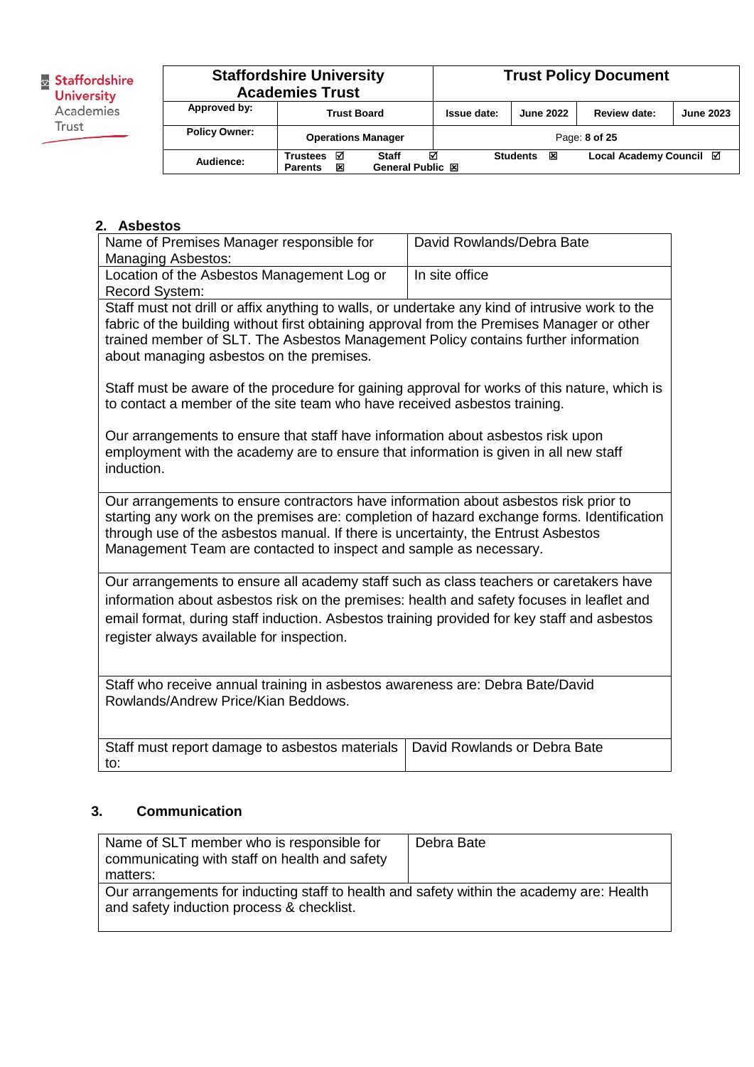## 2. Asbestos

| Name of Premises Manager responsible for Managing Asbestos: | David Rowlands/Debra Bate |
|---|---|
| Location of the Asbestos Management Log or Record System: | In site office |

Staff must not drill or affix anything to walls, or undertake any kind of intrusive work to the fabric of the building without first obtaining approval from the Premises Manager or other trained member of SLT. The Asbestos Management Policy contains further information about managing asbestos on the premises.

Staff must be aware of the procedure for gaining approval for works of this nature, which is to contact a member of the site team who have received asbestos training.

Our arrangements to ensure that staff have information about asbestos risk upon employment with the academy are to ensure that information is given in all new staff induction.

Our arrangements to ensure contractors have information about asbestos risk prior to starting any work on the premises are: completion of hazard exchange forms. Identification through use of the asbestos manual. If there is uncertainty, the Entrust Asbestos Management Team are contacted to inspect and sample as necessary.

Our arrangements to ensure all academy staff such as class teachers or caretakers have information about asbestos risk on the premises: health and safety focuses in leaflet and email format, during staff induction. Asbestos training provided for key staff and asbestos register always available for inspection.

Staff who receive annual training in asbestos awareness are: Debra Bate/David Rowlands/Andrew Price/Kian Beddows.

| Staff must report damage to asbestos materials to: | David Rowlands or Debra Bate |
|---|---|

## 3. Communication

| Name of SLT member who is responsible for communicating with staff on health and safety matters: | Debra Bate |
|---|---|

Our arrangements for inducting staff to health and safety within the academy are: Health and safety induction process & checklist.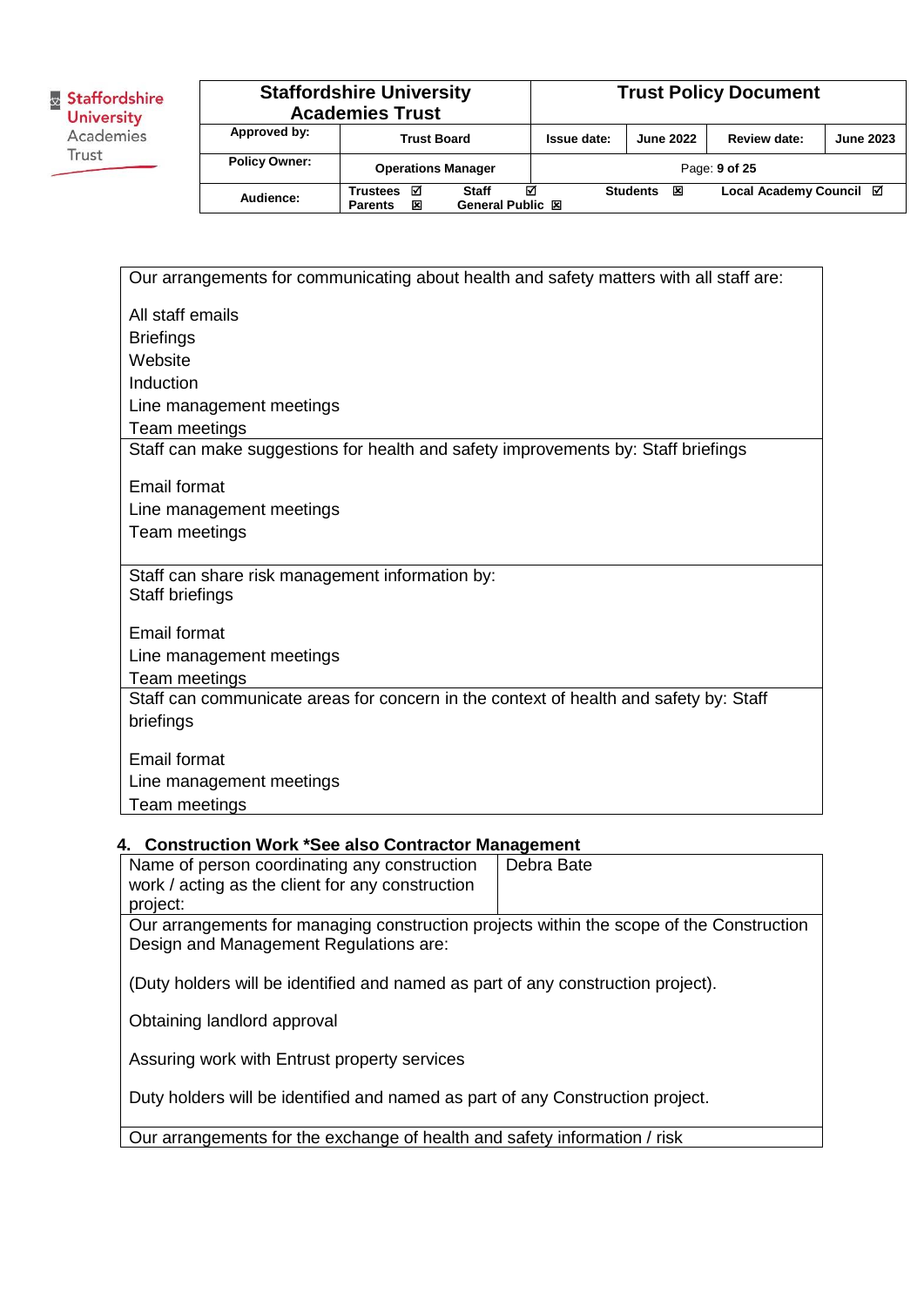| Our arrangements for communicating about health and safety matters with all staff are:<br><br>All staff emails<br>Briefings<br>Website<br>Induction<br>Line management meetings<br>Team meetings |
| --- |
| Staff can make suggestions for health and safety improvements by: Staff briefings<br><br>Email format<br>Line management meetings<br>Team meetings |
| Staff can share risk management information by:<br>Staff briefings<br><br>Email format<br>Line management meetings<br>Team meetings |
| Staff can communicate areas for concern in the context of health and safety by: Staff briefings<br><br>Email format<br>Line management meetings<br>Team meetings |

## 4. Construction Work *See also Contractor Management

| Name of person coordinating any construction work / acting as the client for any construction project: | Debra Bate |
| --- | --- |
| Our arrangements for managing construction projects within the scope of the Construction Design and Management Regulations are:<br><br>(Duty holders will be identified and named as part of any construction project).<br><br>Obtaining landlord approval<br><br>Assuring work with Entrust property services<br><br>Duty holders will be identified and named as part of any Construction project. | |
| Our arrangements for the exchange of health and safety information / risk | |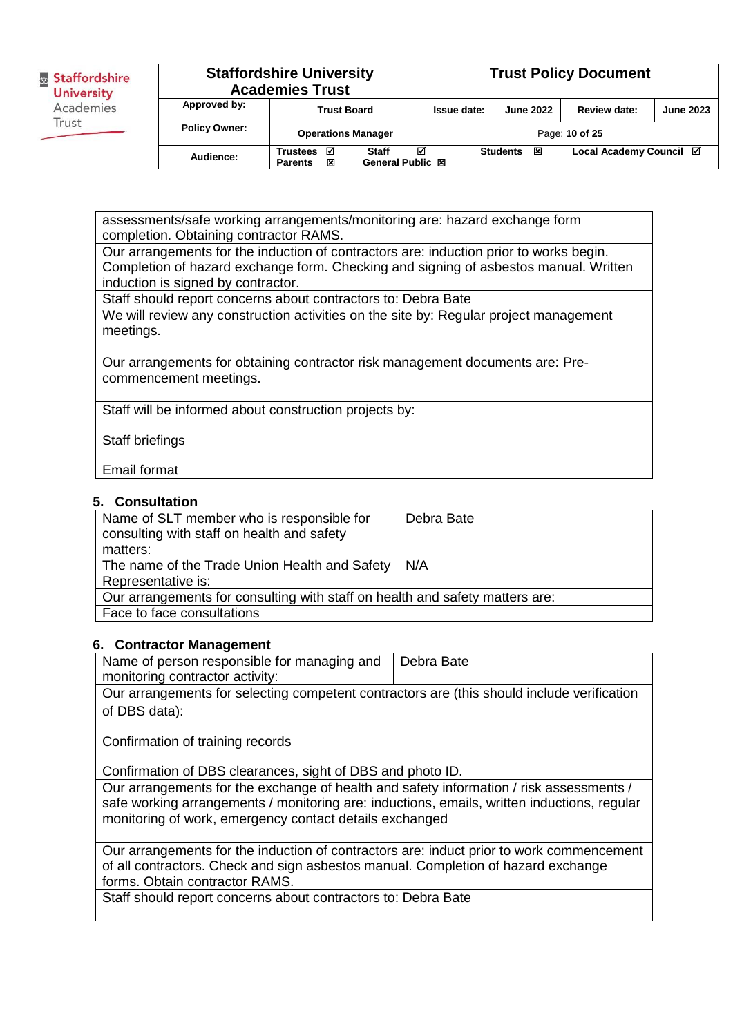| assessments/safe working arrangements/monitoring are: hazard exchange form completion. Obtaining contractor RAMS. |
|---|
| Our arrangements for the induction of contractors are: induction prior to works begin. Completion of hazard exchange form. Checking and signing of asbestos manual. Written induction is signed by contractor. |
| Staff should report concerns about contractors to: Debra Bate |
| We will review any construction activities on the site by: Regular project management meetings. |
| Our arrangements for obtaining contractor risk management documents are: Pre-commencement meetings. |
| Staff will be informed about construction projects by:<br><br>Staff briefings<br><br>Email format |

## 5. Consultation

| Name of SLT member who is responsible for consulting with staff on health and safety matters: | Debra Bate |
|---|---|
| The name of the Trade Union Health and Safety Representative is: | N/A |
| Our arrangements for consulting with staff on health and safety matters are: | |
| Face to face consultations | |

## 6. Contractor Management

| Name of person responsible for managing and monitoring contractor activity: | Debra Bate |
|---|---|
| Our arrangements for selecting competent contractors are (this should include verification of DBS data):<br><br>Confirmation of training records<br><br>Confirmation of DBS clearances, sight of DBS and photo ID. | |
| Our arrangements for the exchange of health and safety information / risk assessments / safe working arrangements / monitoring are: inductions, emails, written inductions, regular monitoring of work, emergency contact details exchanged | |
| Our arrangements for the induction of contractors are: induct prior to work commencement of all contractors. Check and sign asbestos manual. Completion of hazard exchange forms. Obtain contractor RAMS. | |
| Staff should report concerns about contractors to: Debra Bate | |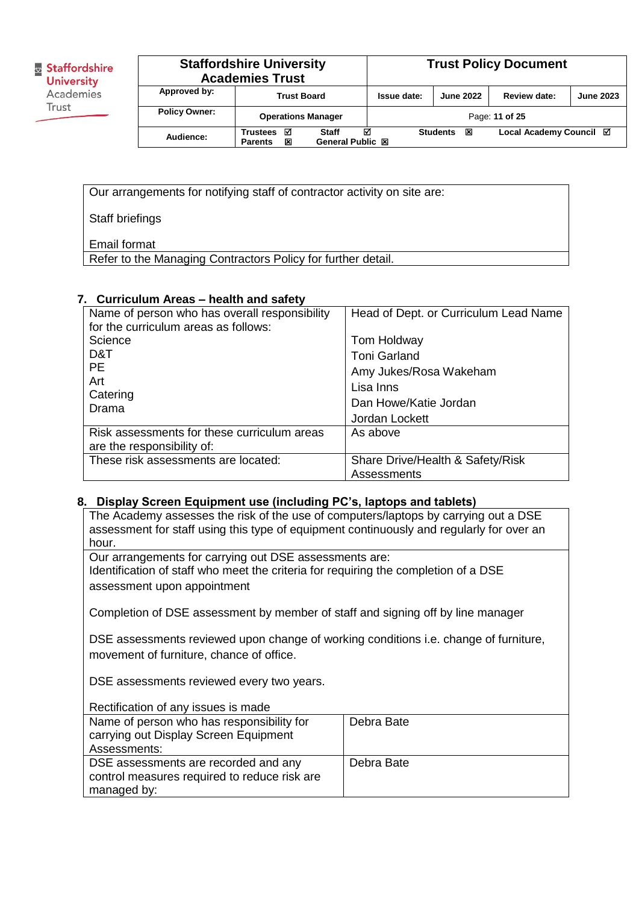| Our arrangements for notifying staff of contractor activity on site are:<br><br>Staff briefings<br><br>Email format |
|---|
| Refer to the Managing Contractors Policy for further detail. |

## 7. Curriculum Areas – health and safety

| Name of person who has overall responsibility for the curriculum areas as follows:<br>Science<br>D&T<br>PE<br>Art<br>Catering<br>Drama | Head of Dept. or Curriculum Lead Name<br><br>Tom Holdway<br>Toni Garland<br>Amy Jukes/Rosa Wakeham<br>Lisa Inns<br>Dan Howe/Katie Jordan<br>Jordan Lockett |
|---|---|
| Risk assessments for these curriculum areas are the responsibility of: | As above |
| These risk assessments are located: | Share Drive/Health & Safety/Risk Assessments |

## 8. Display Screen Equipment use (including PC's, laptops and tablets)

| The Academy assesses the risk of the use of computers/laptops by carrying out a DSE assessment for staff using this type of equipment continuously and regularly for over an hour. | |
|---|---|
| Our arrangements for carrying out DSE assessments are:<br>Identification of staff who meet the criteria for requiring the completion of a DSE assessment upon appointment<br><br>Completion of DSE assessment by member of staff and signing off by line manager<br><br>DSE assessments reviewed upon change of working conditions i.e. change of furniture, movement of furniture, chance of office.<br><br>DSE assessments reviewed every two years.<br><br>Rectification of any issues is made | |
| Name of person who has responsibility for carrying out Display Screen Equipment Assessments: | Debra Bate |
| DSE assessments are recorded and any control measures required to reduce risk are managed by: | Debra Bate |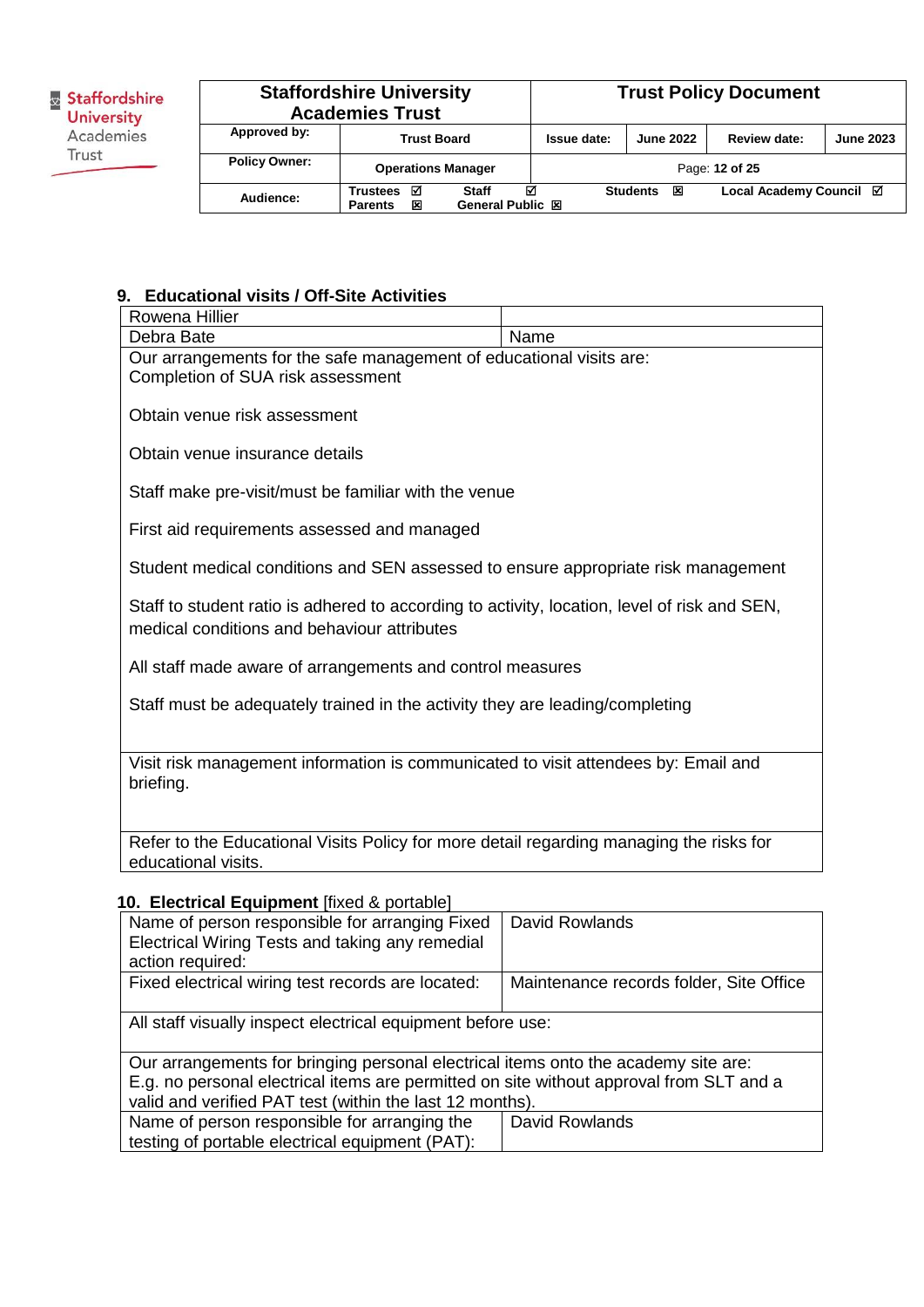## 9. Educational visits / Off-Site Activities

| Rowena Hillier | |
|---|---|
| Debra Bate | Name |
| Our arrangements for the safe management of educational visits are:<br>Completion of SUA risk assessment<br><br>Obtain venue risk assessment<br><br>Obtain venue insurance details<br><br>Staff make pre-visit/must be familiar with the venue<br><br>First aid requirements assessed and managed<br><br>Student medical conditions and SEN assessed to ensure appropriate risk management<br><br>Staff to student ratio is adhered to according to activity, location, level of risk and SEN, medical conditions and behaviour attributes<br><br>All staff made aware of arrangements and control measures<br><br>Staff must be adequately trained in the activity they are leading/completing | |
| Visit risk management information is communicated to visit attendees by: Email and briefing. | |
| Refer to the Educational Visits Policy for more detail regarding managing the risks for educational visits. | |

## 10. Electrical Equipment [fixed & portable]

| Name of person responsible for arranging Fixed Electrical Wiring Tests and taking any remedial action required: | David Rowlands |
|---|---|
| Fixed electrical wiring test records are located: | Maintenance records folder, Site Office |
| All staff visually inspect electrical equipment before use: | |
| Our arrangements for bringing personal electrical items onto the academy site are:<br>E.g. no personal electrical items are permitted on site without approval from SLT and a valid and verified PAT test (within the last 12 months). | |
| Name of person responsible for arranging the testing of portable electrical equipment (PAT): | David Rowlands |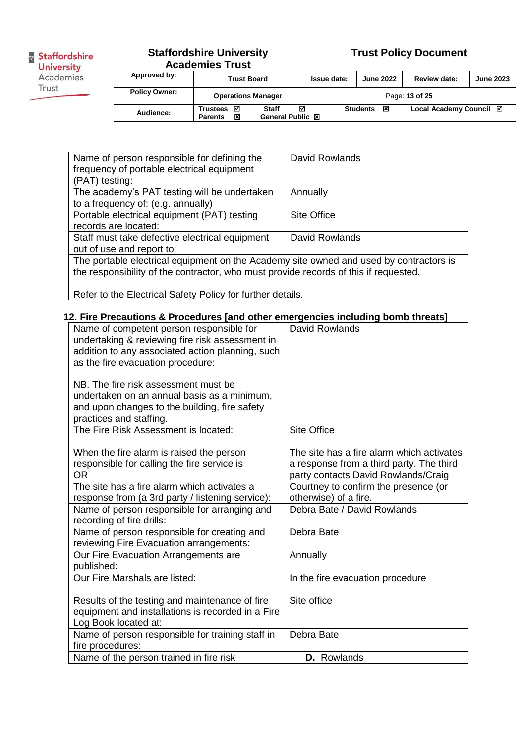| Name of person responsible for defining the frequency of portable electrical equipment (PAT) testing: | David Rowlands |
|---|---|
| The academy's PAT testing will be undertaken to a frequency of: (e.g. annually) | Annually |
| Portable electrical equipment (PAT) testing records are located: | Site Office |
| Staff must take defective electrical equipment out of use and report to: | David Rowlands |
| The portable electrical equipment on the Academy site owned and used by contractors is the responsibility of the contractor, who must provide records of this if requested.<br><br>Refer to the Electrical Safety Policy for further details. | |

## 12. Fire Precautions & Procedures [and other emergencies including bomb threats]

| Name of competent person responsible for undertaking & reviewing fire risk assessment in addition to any associated action planning, such as the fire evacuation procedure:<br><br>NB. The fire risk assessment must be undertaken on an annual basis as a minimum, and upon changes to the building, fire safety practices and staffing. | David Rowlands |
|---|---|
| The Fire Risk Assessment is located: | Site Office |
| When the fire alarm is raised the person responsible for calling the fire service is<br>OR<br>The site has a fire alarm which activates a response from (a 3rd party / listening service): | The site has a fire alarm which activates a response from a third party. The third party contacts David Rowlands/Craig Courtney to confirm the presence (or otherwise) of a fire. |
| Name of person responsible for arranging and recording of fire drills: | Debra Bate / David Rowlands |
| Name of person responsible for creating and reviewing Fire Evacuation arrangements: | Debra Bate |
| Our Fire Evacuation Arrangements are published: | Annually |
| Our Fire Marshals are listed: | In the fire evacuation procedure |
| Results of the testing and maintenance of fire equipment and installations is recorded in a Fire Log Book located at: | Site office |
| Name of person responsible for training staff in fire procedures: | Debra Bate |
| Name of the person trained in fire risk | **D.** Rowlands |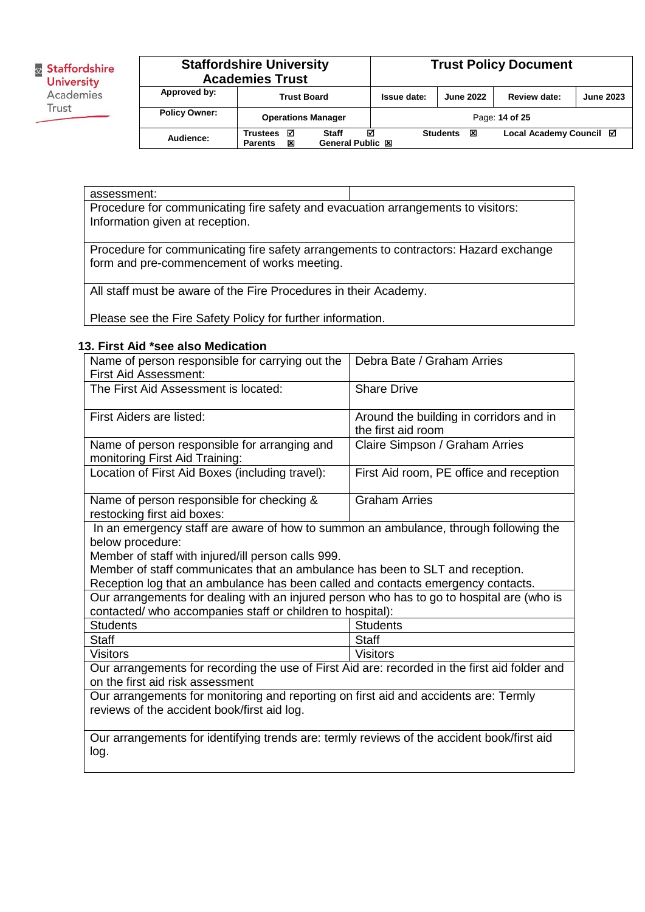| assessment: | |
|---|---|
| Procedure for communicating fire safety and evacuation arrangements to visitors: Information given at reception. | |
| Procedure for communicating fire safety arrangements to contractors: Hazard exchange form and pre-commencement of works meeting. | |
| All staff must be aware of the Fire Procedures in their Academy.<br><br>Please see the Fire Safety Policy for further information. | |

### 13. First Aid *see also Medication

| Name of person responsible for carrying out the First Aid Assessment: | Debra Bate / Graham Arries |
|---|---|
| The First Aid Assessment is located: | Share Drive |
| First Aiders are listed: | Around the building in corridors and in the first aid room |
| Name of person responsible for arranging and monitoring First Aid Training: | Claire Simpson / Graham Arries |
| Location of First Aid Boxes (including travel): | First Aid room, PE office and reception |
| Name of person responsible for checking & restocking first aid boxes: | Graham Arries |
| In an emergency staff are aware of how to summon an ambulance, through following the below procedure:<br>Member of staff with injured/ill person calls 999.<br>Member of staff communicates that an ambulance has been to SLT and reception.<br>Reception log that an ambulance has been called and contacts emergency contacts. | |
| Our arrangements for dealing with an injured person who has to go to hospital are (who is contacted/ who accompanies staff or children to hospital): | |
| Students | Students |
| Staff | Staff |
| Visitors | Visitors |
| Our arrangements for recording the use of First Aid are: recorded in the first aid folder and on the first aid risk assessment | |
| Our arrangements for monitoring and reporting on first aid and accidents are: Termly reviews of the accident book/first aid log. | |
| Our arrangements for identifying trends are: termly reviews of the accident book/first aid log. | |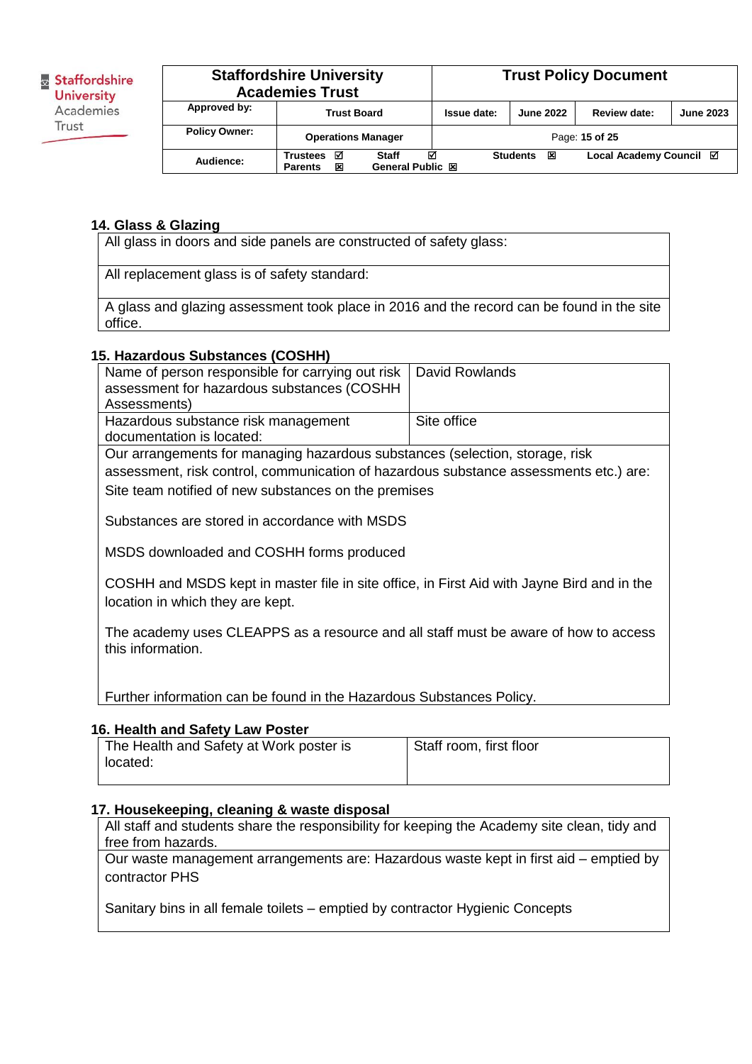## 14. Glass & Glazing

| All glass in doors and side panels are constructed of safety glass: |
|---|
| All replacement glass is of safety standard: |
| A glass and glazing assessment took place in 2016 and the record can be found in the site office. |

## 15. Hazardous Substances (COSHH)

| Name of person responsible for carrying out risk assessment for hazardous substances (COSHH Assessments) | David Rowlands |
|---|---|
| Hazardous substance risk management documentation is located: | Site office |

Our arrangements for managing hazardous substances (selection, storage, risk assessment, risk control, communication of hazardous substance assessments etc.) are:

Site team notified of new substances on the premises

Substances are stored in accordance with MSDS

MSDS downloaded and COSHH forms produced

COSHH and MSDS kept in master file in site office, in First Aid with Jayne Bird and in the location in which they are kept.

The academy uses CLEAPPS as a resource and all staff must be aware of how to access this information.

Further information can be found in the Hazardous Substances Policy.

## 16. Health and Safety Law Poster

| The Health and Safety at Work poster is located: | Staff room, first floor |
|---|---|

## 17. Housekeeping, cleaning & waste disposal

All staff and students share the responsibility for keeping the Academy site clean, tidy and free from hazards.

Our waste management arrangements are: Hazardous waste kept in first aid – emptied by contractor PHS

Sanitary bins in all female toilets – emptied by contractor Hygienic Concepts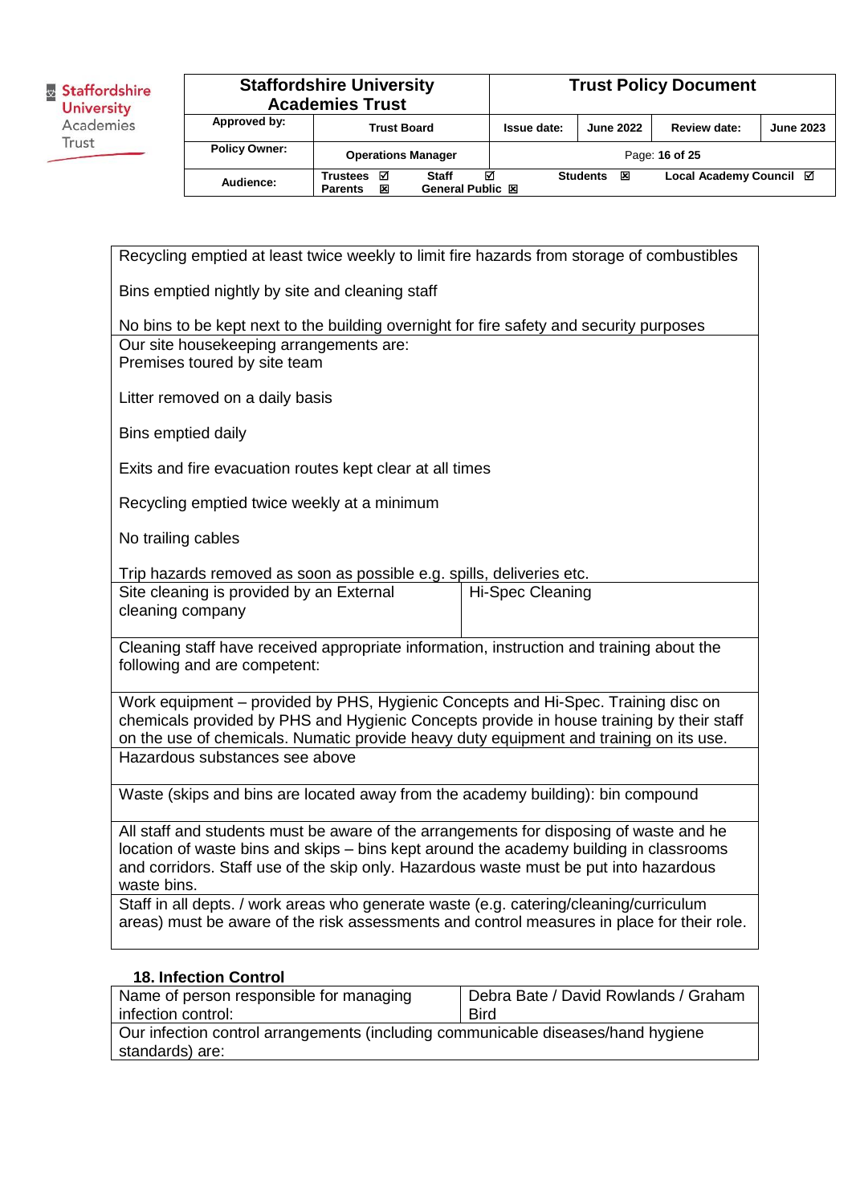| |
|---|
| Recycling emptied at least twice weekly to limit fire hazards from storage of combustibles<br><br>Bins emptied nightly by site and cleaning staff<br><br>No bins to be kept next to the building overnight for fire safety and security purposes |
| Our site housekeeping arrangements are:<br>Premises toured by site team<br><br>Litter removed on a daily basis<br><br>Bins emptied daily<br><br>Exits and fire evacuation routes kept clear at all times<br><br>Recycling emptied twice weekly at a minimum<br><br>No trailing cables<br><br>Trip hazards removed as soon as possible e.g. spills, deliveries etc. |

| Site cleaning is provided by an External cleaning company | Hi-Spec Cleaning |
|---|---|
| Cleaning staff have received appropriate information, instruction and training about the following and are competent: | |
| Work equipment – provided by PHS, Hygienic Concepts and Hi-Spec. Training disc on chemicals provided by PHS and Hygienic Concepts provide in house training by their staff on the use of chemicals. Numatic provide heavy duty equipment and training on its use. | |
| Hazardous substances see above | |
| Waste (skips and bins are located away from the academy building): bin compound | |
| All staff and students must be aware of the arrangements for disposing of waste and he location of waste bins and skips – bins kept around the academy building in classrooms and corridors. Staff use of the skip only. Hazardous waste must be put into hazardous waste bins. | |
| Staff in all depts. / work areas who generate waste (e.g. catering/cleaning/curriculum areas) must be aware of the risk assessments and control measures in place for their role. | |

**18. Infection Control**

| Name of person responsible for managing infection control: | Debra Bate / David Rowlands / Graham Bird |
|---|---|
| Our infection control arrangements (including communicable diseases/hand hygiene standards) are: | |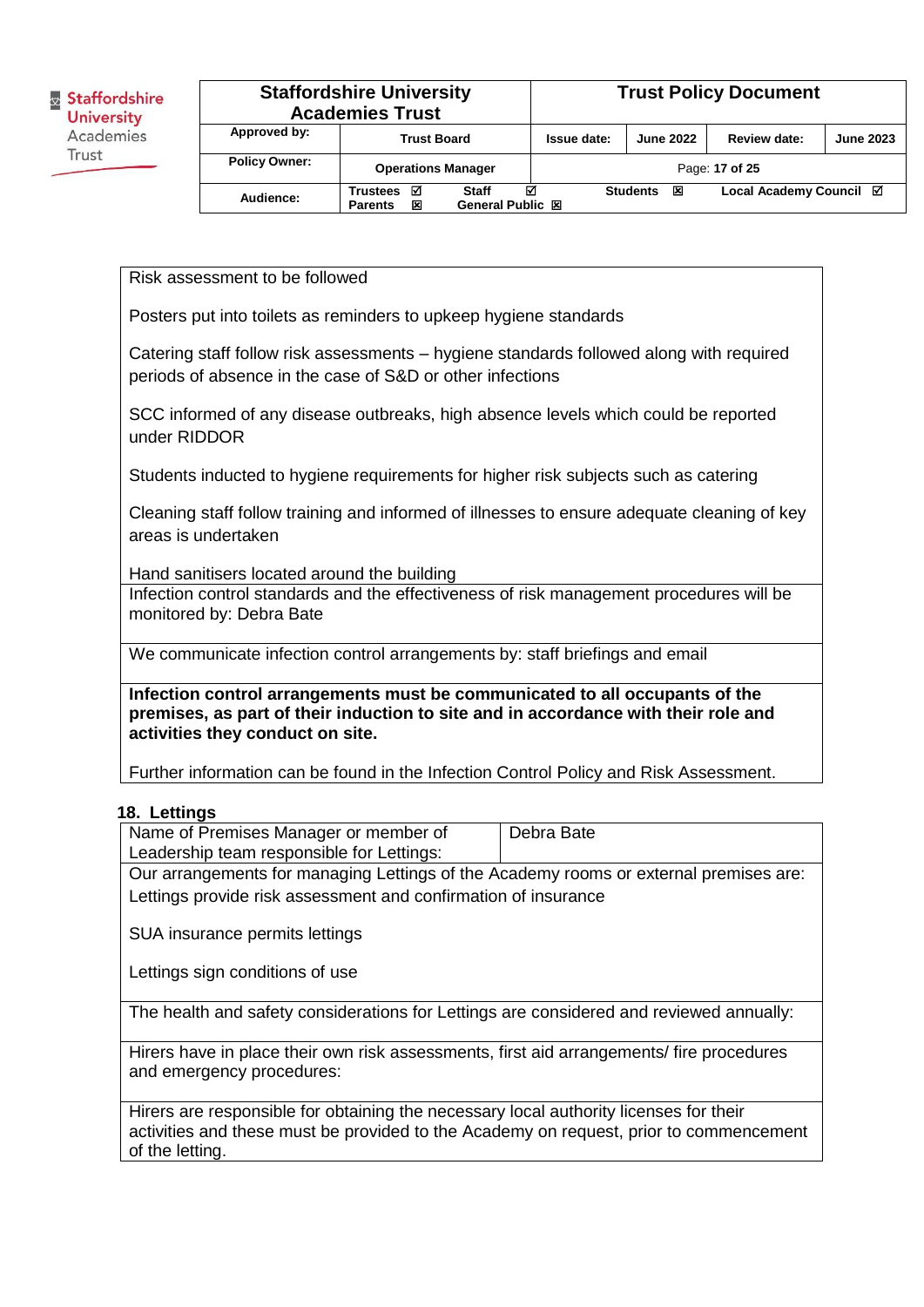| |
|---|
| Risk assessment to be followed<br><br>Posters put into toilets as reminders to upkeep hygiene standards<br><br>Catering staff follow risk assessments – hygiene standards followed along with required periods of absence in the case of S&D or other infections<br><br>SCC informed of any disease outbreaks, high absence levels which could be reported under RIDDOR<br><br>Students inducted to hygiene requirements for higher risk subjects such as catering<br><br>Cleaning staff follow training and informed of illnesses to ensure adequate cleaning of key areas is undertaken<br><br>Hand sanitisers located around the building |
| Infection control standards and the effectiveness of risk management procedures will be monitored by: Debra Bate |
| We communicate infection control arrangements by: staff briefings and email |
| **Infection control arrangements must be communicated to all occupants of the premises, as part of their induction to site and in accordance with their role and activities they conduct on site.**<br><br>Further information can be found in the Infection Control Policy and Risk Assessment. |

## 18. Lettings

| Name of Premises Manager or member of Leadership team responsible for Lettings: | Debra Bate |
|---|---|
| Our arrangements for managing Lettings of the Academy rooms or external premises are:<br>Lettings provide risk assessment and confirmation of insurance<br><br>SUA insurance permits lettings<br><br>Lettings sign conditions of use | |
| The health and safety considerations for Lettings are considered and reviewed annually: | |
| Hirers have in place their own risk assessments, first aid arrangements/ fire procedures and emergency procedures: | |
| Hirers are responsible for obtaining the necessary local authority licenses for their activities and these must be provided to the Academy on request, prior to commencement of the letting. | |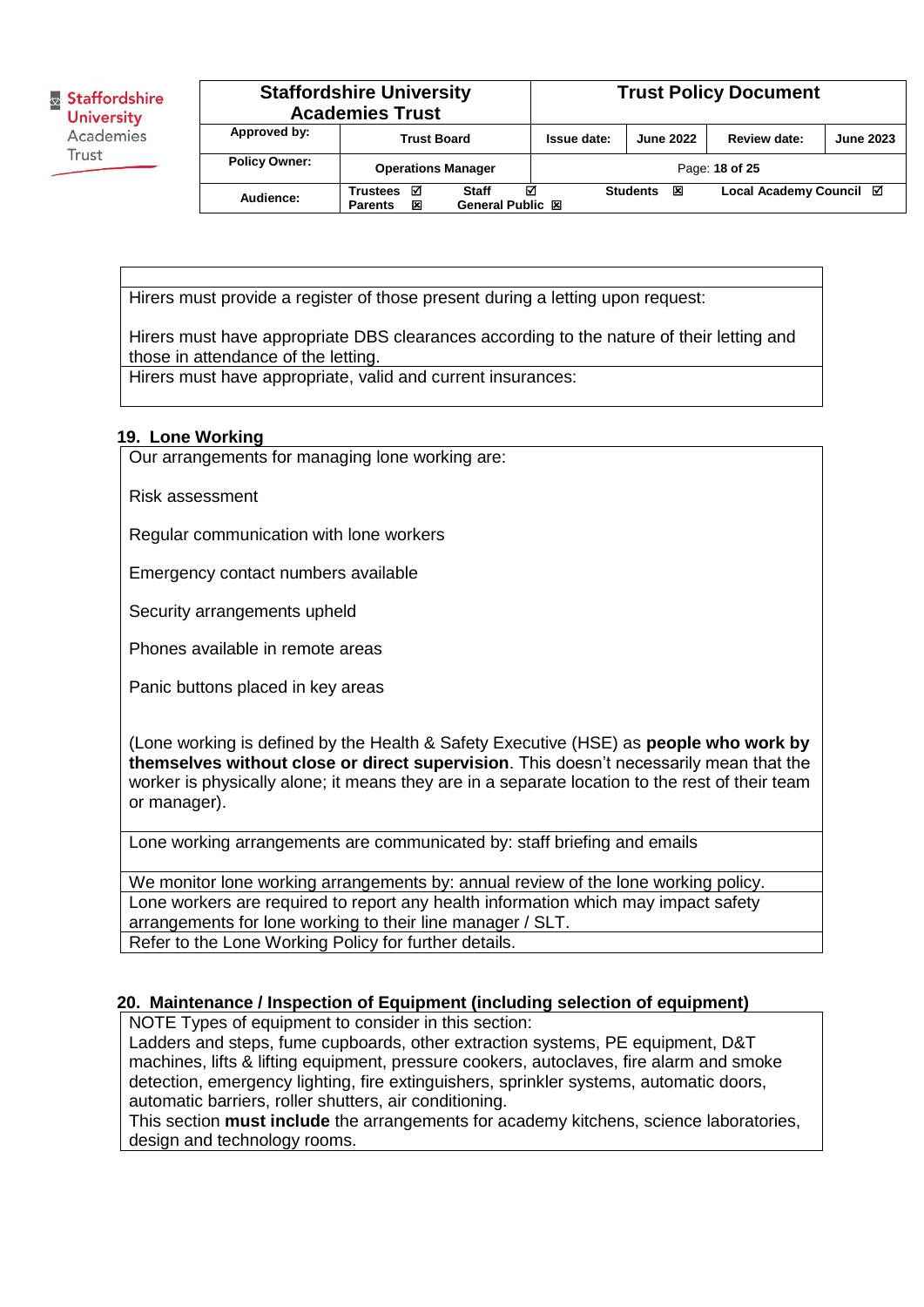| |
|---|
| Hirers must provide a register of those present during a letting upon request:<br><br>Hirers must have appropriate DBS clearances according to the nature of their letting and those in attendance of the letting. |
| Hirers must have appropriate, valid and current insurances: |

## 19. Lone Working

| Our arrangements for managing lone working are:<br><br>Risk assessment<br><br>Regular communication with lone workers<br><br>Emergency contact numbers available<br><br>Security arrangements upheld<br><br>Phones available in remote areas<br><br>Panic buttons placed in key areas<br><br>(Lone working is defined by the Health & Safety Executive (HSE) as **people who work by themselves without close or direct supervision**. This doesn't necessarily mean that the worker is physically alone; it means they are in a separate location to the rest of their team or manager). |
|---|
| Lone working arrangements are communicated by: staff briefing and emails |
| We monitor lone working arrangements by: annual review of the lone working policy. |
| Lone workers are required to report any health information which may impact safety arrangements for lone working to their line manager / SLT. |
| Refer to the Lone Working Policy for further details. |

## 20. Maintenance / Inspection of Equipment (including selection of equipment)

| NOTE Types of equipment to consider in this section:<br>Ladders and steps, fume cupboards, other extraction systems, PE equipment, D&T machines, lifts & lifting equipment, pressure cookers, autoclaves, fire alarm and smoke detection, emergency lighting, fire extinguishers, sprinkler systems, automatic doors, automatic barriers, roller shutters, air conditioning.<br>This section **must include** the arrangements for academy kitchens, science laboratories, design and technology rooms. |
|---|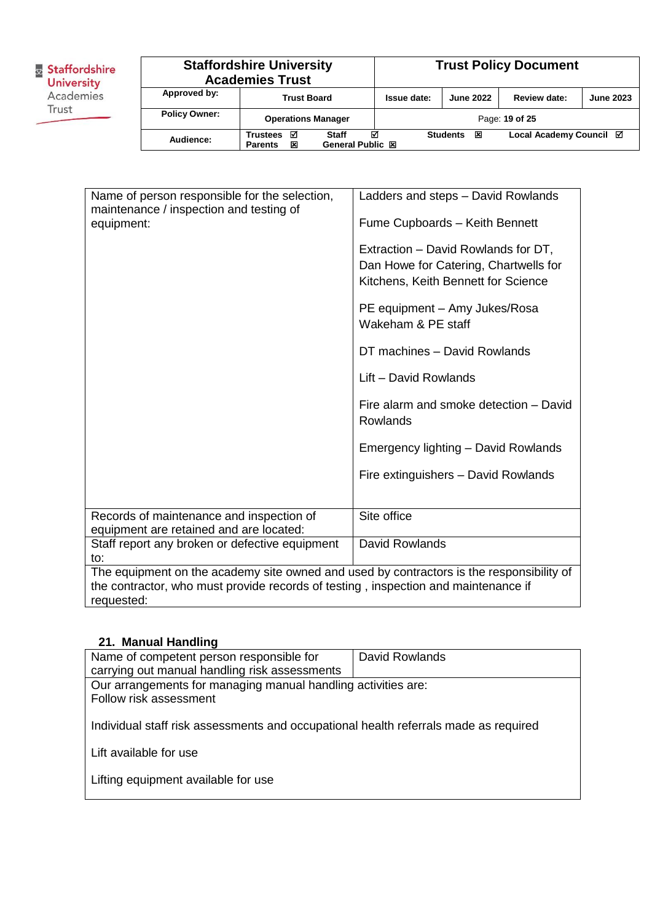| Name of person responsible for the selection, maintenance / inspection and testing of equipment: | Ladders and steps – David Rowlands<br><br>Fume Cupboards – Keith Bennett<br><br>Extraction – David Rowlands for DT, Dan Howe for Catering, Chartwells for Kitchens, Keith Bennett for Science<br><br>PE equipment – Amy Jukes/Rosa Wakeham & PE staff<br><br>DT machines – David Rowlands<br><br>Lift – David Rowlands<br><br>Fire alarm and smoke detection – David Rowlands<br><br>Emergency lighting – David Rowlands<br><br>Fire extinguishers – David Rowlands |
|---|---|
| Records of maintenance and inspection of equipment are retained and are located: | Site office |
| Staff report any broken or defective equipment to: | David Rowlands |
| The equipment on the academy site owned and used by contractors is the responsibility of the contractor, who must provide records of testing , inspection and maintenance if requested: | |

## 21. Manual Handling

| Name of competent person responsible for carrying out manual handling risk assessments | David Rowlands |
|---|---|
| Our arrangements for managing manual handling activities are:<br>Follow risk assessment<br><br>Individual staff risk assessments and occupational health referrals made as required<br><br>Lift available for use<br><br>Lifting equipment available for use | |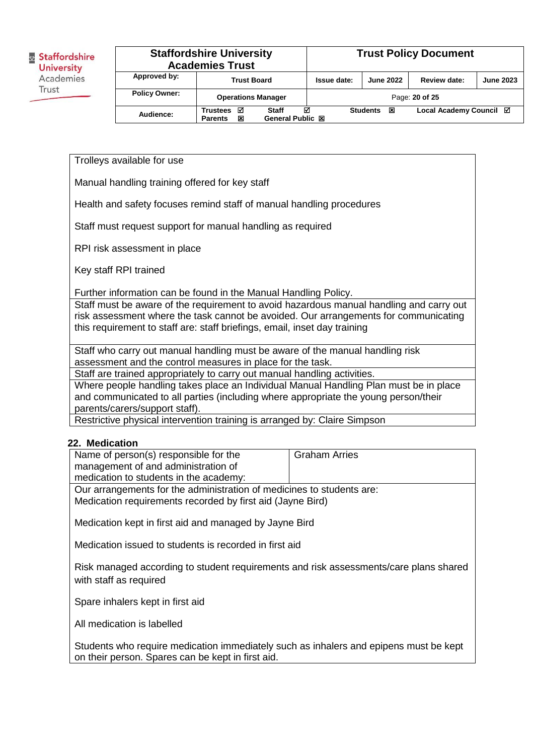| Trolleys available for use<br><br>Manual handling training offered for key staff<br><br>Health and safety focuses remind staff of manual handling procedures<br><br>Staff must request support for manual handling as required<br><br>RPI risk assessment in place<br><br>Key staff RPI trained<br><br>Further information can be found in the Manual Handling Policy. |
|---|
| Staff must be aware of the requirement to avoid hazardous manual handling and carry out risk assessment where the task cannot be avoided. Our arrangements for communicating this requirement to staff are: staff briefings, email, inset day training |
| Staff who carry out manual handling must be aware of the manual handling risk assessment and the control measures in place for the task. |
| Staff are trained appropriately to carry out manual handling activities. |
| Where people handling takes place an Individual Manual Handling Plan must be in place and communicated to all parties (including where appropriate the young person/their parents/carers/support staff). |
| Restrictive physical intervention training is arranged by: Claire Simpson |

## 22. Medication

| Name of person(s) responsible for the management of and administration of medication to students in the academy: | Graham Arries |
|---|---|
| Our arrangements for the administration of medicines to students are:<br>Medication requirements recorded by first aid (Jayne Bird)<br><br>Medication kept in first aid and managed by Jayne Bird<br><br>Medication issued to students is recorded in first aid<br><br>Risk managed according to student requirements and risk assessments/care plans shared with staff as required<br><br>Spare inhalers kept in first aid<br><br>All medication is labelled<br><br>Students who require medication immediately such as inhalers and epipens must be kept on their person. Spares can be kept in first aid. | |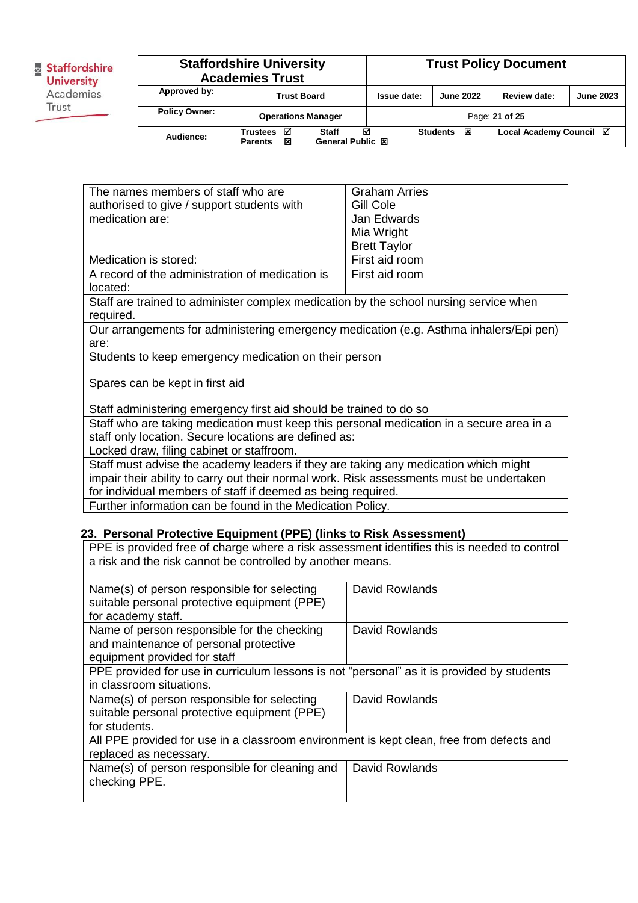| The names members of staff who are authorised to give / support students with medication are: | Graham Arries<br>Gill Cole<br>Jan Edwards<br>Mia Wright<br>Brett Taylor |
|---|---|
| Medication is stored: | First aid room |
| A record of the administration of medication is located: | First aid room |
| Staff are trained to administer complex medication by the school nursing service when required. | |
| Our arrangements for administering emergency medication (e.g. Asthma inhalers/Epi pen) are:<br>Students to keep emergency medication on their person<br><br>Spares can be kept in first aid<br><br>Staff administering emergency first aid should be trained to do so | |
| Staff who are taking medication must keep this personal medication in a secure area in a staff only location. Secure locations are defined as:<br>Locked draw, filing cabinet or staffroom. | |
| Staff must advise the academy leaders if they are taking any medication which might impair their ability to carry out their normal work. Risk assessments must be undertaken for individual members of staff if deemed as being required. | |
| Further information can be found in the Medication Policy. | |

## 23. Personal Protective Equipment (PPE) (links to Risk Assessment)

| PPE is provided free of charge where a risk assessment identifies this is needed to control a risk and the risk cannot be controlled by another means. | |
|---|---|
| Name(s) of person responsible for selecting suitable personal protective equipment (PPE) for academy staff. | David Rowlands |
| Name of person responsible for the checking and maintenance of personal protective equipment provided for staff | David Rowlands |
| PPE provided for use in curriculum lessons is not "personal" as it is provided by students in classroom situations. | |
| Name(s) of person responsible for selecting suitable personal protective equipment (PPE) for students. | David Rowlands |
| All PPE provided for use in a classroom environment is kept clean, free from defects and replaced as necessary. | |
| Name(s) of person responsible for cleaning and checking PPE. | David Rowlands |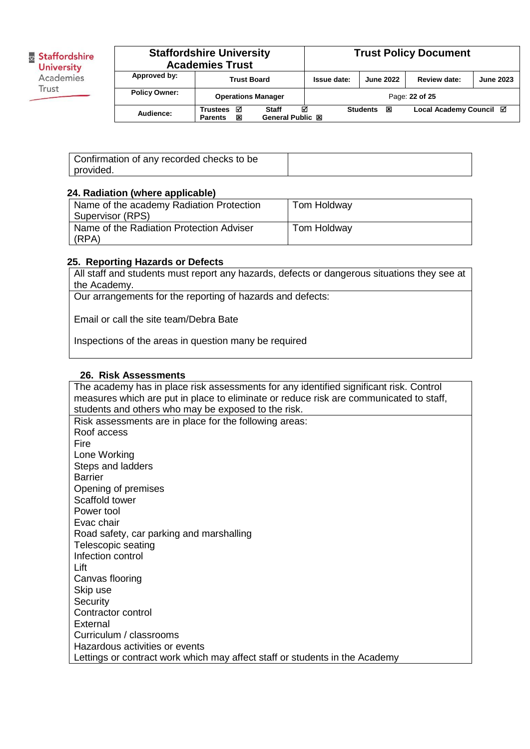| Confirmation of any recorded checks to be provided. | |
|---|---|

## 24. Radiation (where applicable)

| Name of the academy Radiation Protection Supervisor (RPS) | Tom Holdway |
|---|---|
| Name of the Radiation Protection Adviser (RPA) | Tom Holdway |

## 25. Reporting Hazards or Defects

| All staff and students must report any hazards, defects or dangerous situations they see at the Academy. |
|---|
| Our arrangements for the reporting of hazards and defects:<br><br>Email or call the site team/Debra Bate<br><br>Inspections of the areas in question many be required |

## 26. Risk Assessments

| The academy has in place risk assessments for any identified significant risk. Control measures which are put in place to eliminate or reduce risk are communicated to staff, students and others who may be exposed to the risk. |
|---|
| Risk assessments are in place for the following areas:<br>Roof access<br>Fire<br>Lone Working<br>Steps and ladders<br>Barrier<br>Opening of premises<br>Scaffold tower<br>Power tool<br>Evac chair<br>Road safety, car parking and marshalling<br>Telescopic seating<br>Infection control<br>Lift<br>Canvas flooring<br>Skip use<br>Security<br>Contractor control<br>External<br>Curriculum / classrooms<br>Hazardous activities or events<br>Lettings or contract work which may affect staff or students in the Academy |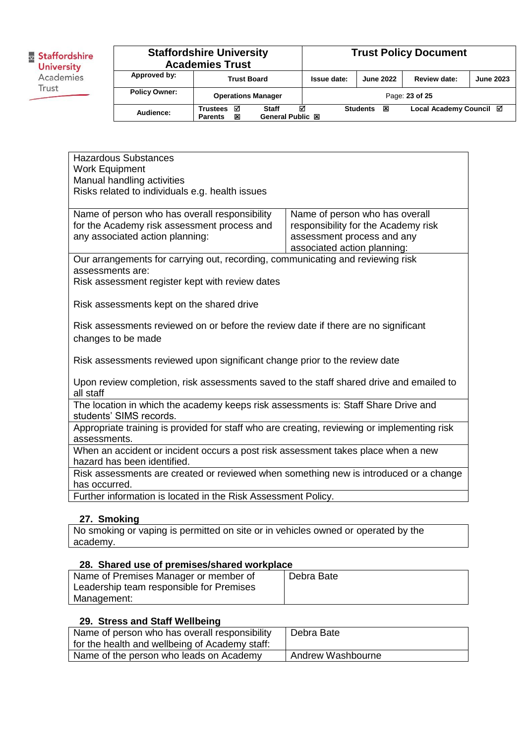| Hazardous Substances<br>Work Equipment<br>Manual handling activities<br>Risks related to individuals e.g. health issues | |
|---|---|
| Name of person who has overall responsibility for the Academy risk assessment process and any associated action planning: | Name of person who has overall responsibility for the Academy risk assessment process and any associated action planning: |
| Our arrangements for carrying out, recording, communicating and reviewing risk assessments are:<br>Risk assessment register kept with review dates<br><br>Risk assessments kept on the shared drive<br><br>Risk assessments reviewed on or before the review date if there are no significant changes to be made<br><br>Risk assessments reviewed upon significant change prior to the review date<br><br>Upon review completion, risk assessments saved to the staff shared drive and emailed to all staff | |
| The location in which the academy keeps risk assessments is: Staff Share Drive and students' SIMS records. | |
| Appropriate training is provided for staff who are creating, reviewing or implementing risk assessments. | |
| When an accident or incident occurs a post risk assessment takes place when a new hazard has been identified. | |
| Risk assessments are created or reviewed when something new is introduced or a change has occurred. | |
| Further information is located in the Risk Assessment Policy. | |

## 27. Smoking

| No smoking or vaping is permitted on site or in vehicles owned or operated by the academy. |
|---|

## 28. Shared use of premises/shared workplace

| Name of Premises Manager or member of Leadership team responsible for Premises Management: | Debra Bate |
|---|---|

## 29. Stress and Staff Wellbeing

| Name of person who has overall responsibility for the health and wellbeing of Academy staff: | Debra Bate |
|---|---|
| Name of the person who leads on Academy | Andrew Washbourne |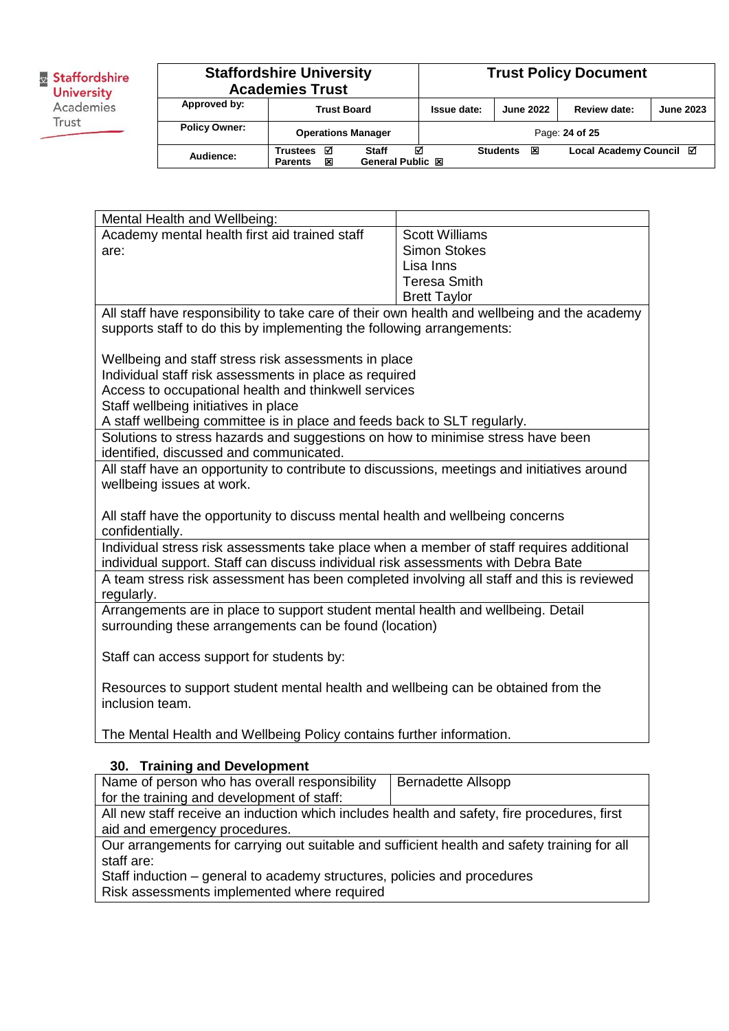| Mental Health and Wellbeing: | |
|---|---|
| Academy mental health first aid trained staff are: | Scott Williams<br>Simon Stokes<br>Lisa Inns<br>Teresa Smith<br>Brett Taylor |
| All staff have responsibility to take care of their own health and wellbeing and the academy supports staff to do this by implementing the following arrangements:<br><br>Wellbeing and staff stress risk assessments in place<br>Individual staff risk assessments in place as required<br>Access to occupational health and thinkwell services<br>Staff wellbeing initiatives in place<br>A staff wellbeing committee is in place and feeds back to SLT regularly. | |
| Solutions to stress hazards and suggestions on how to minimise stress have been identified, discussed and communicated. | |
| All staff have an opportunity to contribute to discussions, meetings and initiatives around wellbeing issues at work.<br><br>All staff have the opportunity to discuss mental health and wellbeing concerns confidentially. | |
| Individual stress risk assessments take place when a member of staff requires additional individual support. Staff can discuss individual risk assessments with Debra Bate | |
| A team stress risk assessment has been completed involving all staff and this is reviewed regularly. | |
| Arrangements are in place to support student mental health and wellbeing. Detail surrounding these arrangements can be found (location)<br><br>Staff can access support for students by:<br><br>Resources to support student mental health and wellbeing can be obtained from the inclusion team.<br><br>The Mental Health and Wellbeing Policy contains further information. | |

## 30. Training and Development

| Name of person who has overall responsibility for the training and development of staff: | Bernadette Allsopp |
|---|---|
| All new staff receive an induction which includes health and safety, fire procedures, first aid and emergency procedures. | |
| Our arrangements for carrying out suitable and sufficient health and safety training for all staff are:<br>Staff induction – general to academy structures, policies and procedures<br>Risk assessments implemented where required | |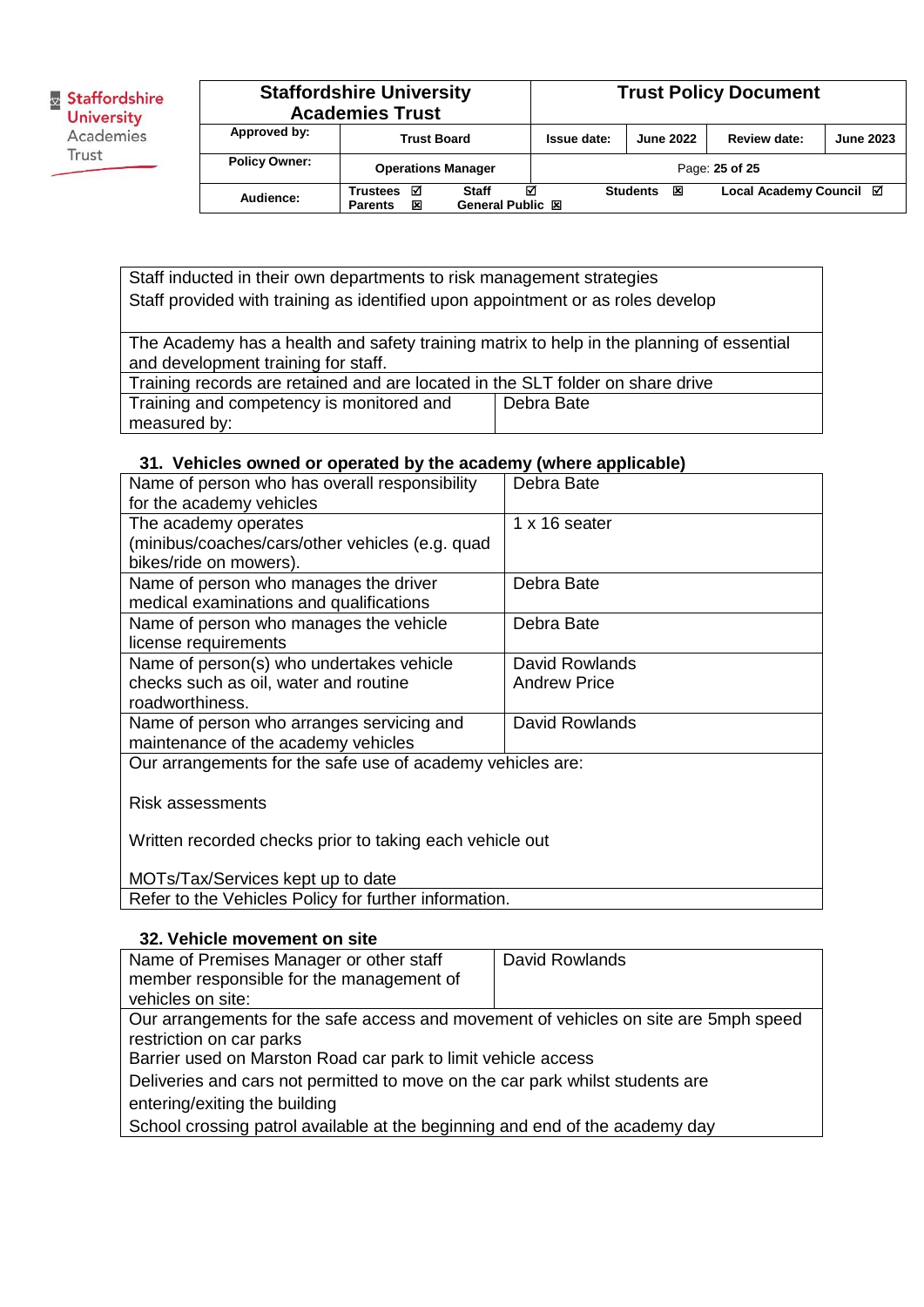| Staff inducted in their own departments to risk management strategies<br>Staff provided with training as identified upon appointment or as roles develop | |
|---|---|
| The Academy has a health and safety training matrix to help in the planning of essential and development training for staff. | |
| Training records are retained and are located in the SLT folder on share drive | |
| Training and competency is monitored and measured by: | Debra Bate |

### 31. Vehicles owned or operated by the academy (where applicable)

| Name of person who has overall responsibility for the academy vehicles | Debra Bate |
|---|---|
| The academy operates (minibus/coaches/cars/other vehicles (e.g. quad bikes/ride on mowers). | 1 x 16 seater |
| Name of person who manages the driver medical examinations and qualifications | Debra Bate |
| Name of person who manages the vehicle license requirements | Debra Bate |
| Name of person(s) who undertakes vehicle checks such as oil, water and routine roadworthiness. | David Rowlands<br>Andrew Price |
| Name of person who arranges servicing and maintenance of the academy vehicles | David Rowlands |
| Our arrangements for the safe use of academy vehicles are:<br><br>Risk assessments<br><br>Written recorded checks prior to taking each vehicle out<br><br>MOTs/Tax/Services kept up to date | |
| Refer to the Vehicles Policy for further information. | |

### 32. Vehicle movement on site

| Name of Premises Manager or other staff member responsible for the management of vehicles on site: | David Rowlands |
|---|---|
| Our arrangements for the safe access and movement of vehicles on site are 5mph speed restriction on car parks<br>Barrier used on Marston Road car park to limit vehicle access<br>Deliveries and cars not permitted to move on the car park whilst students are entering/exiting the building<br>School crossing patrol available at the beginning and end of the academy day | |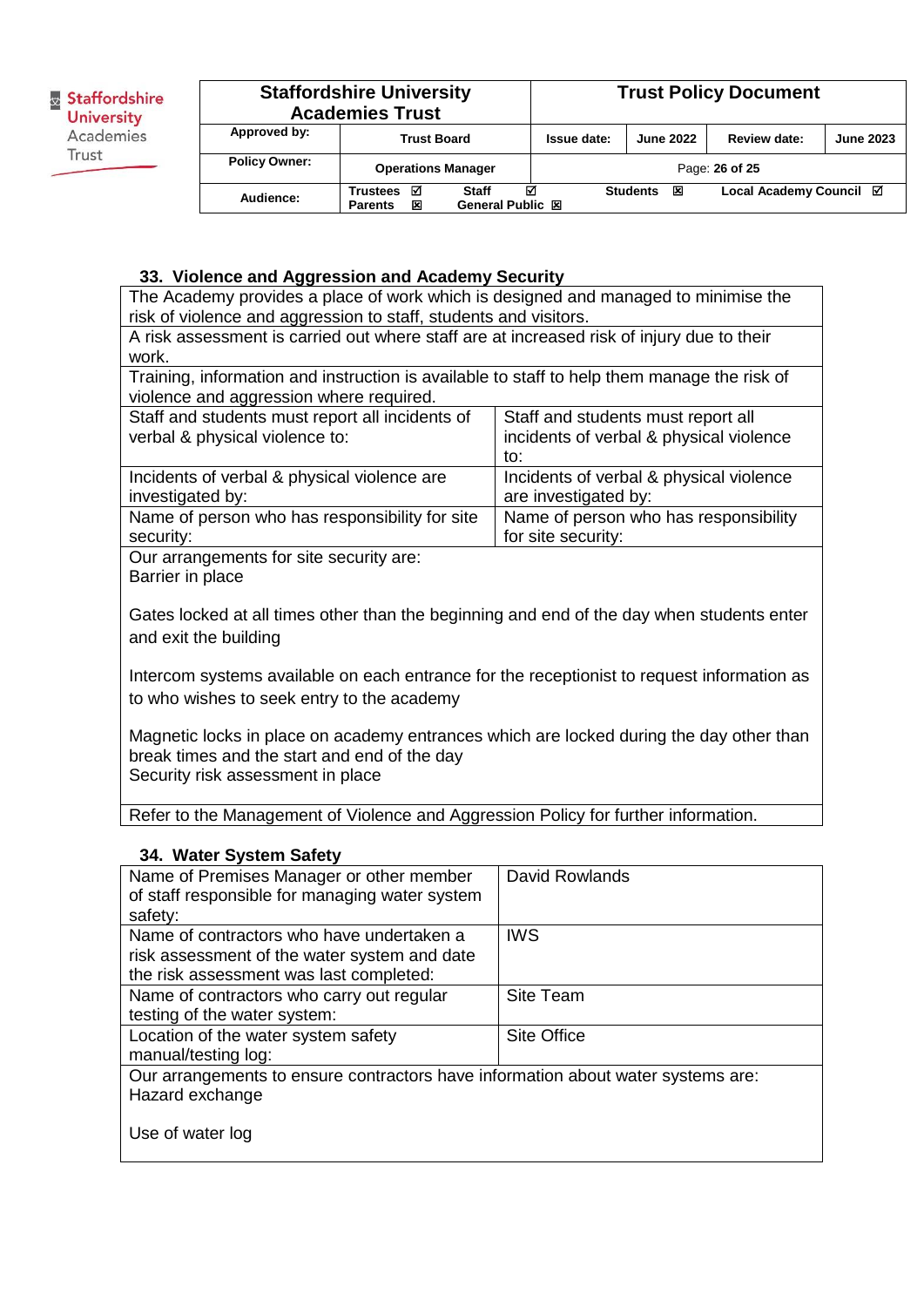### 33. Violence and Aggression and Academy Security

| | |
|---|---|
| The Academy provides a place of work which is designed and managed to minimise the risk of violence and aggression to staff, students and visitors. | |
| A risk assessment is carried out where staff are at increased risk of injury due to their work. | |
| Training, information and instruction is available to staff to help them manage the risk of violence and aggression where required. | |
| Staff and students must report all incidents of verbal & physical violence to: | Staff and students must report all incidents of verbal & physical violence to: |
| Incidents of verbal & physical violence are investigated by: | Incidents of verbal & physical violence are investigated by: |
| Name of person who has responsibility for site security: | Name of person who has responsibility for site security: |
| Our arrangements for site security are:<br>Barrier in place<br><br>Gates locked at all times other than the beginning and end of the day when students enter and exit the building<br><br>Intercom systems available on each entrance for the receptionist to request information as to who wishes to seek entry to the academy<br><br>Magnetic locks in place on academy entrances which are locked during the day other than break times and the start and end of the day<br>Security risk assessment in place | |
| Refer to the Management of Violence and Aggression Policy for further information. | |

### 34. Water System Safety

| | |
|---|---|
| Name of Premises Manager or other member of staff responsible for managing water system safety: | David Rowlands |
| Name of contractors who have undertaken a risk assessment of the water system and date the risk assessment was last completed: | IWS |
| Name of contractors who carry out regular testing of the water system: | Site Team |
| Location of the water system safety manual/testing log: | Site Office |
| Our arrangements to ensure contractors have information about water systems are:<br>Hazard exchange<br><br>Use of water log | |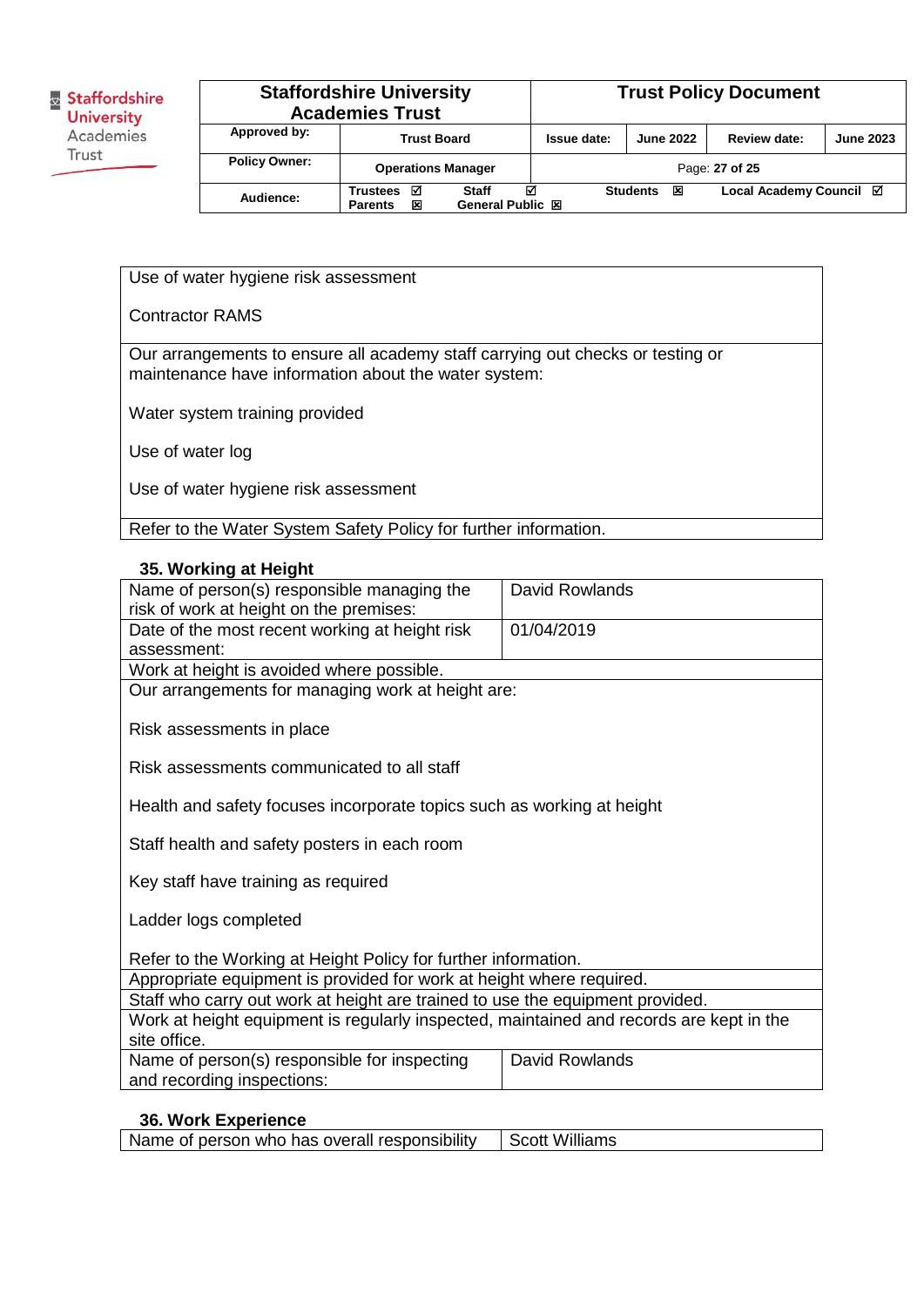| Use of water hygiene risk assessment<br><br>Contractor RAMS |
|---|
| Our arrangements to ensure all academy staff carrying out checks or testing or maintenance have information about the water system:<br><br>Water system training provided<br><br>Use of water log<br><br>Use of water hygiene risk assessment |
| Refer to the Water System Safety Policy for further information. |

### 35. Working at Height

| Name of person(s) responsible managing the risk of work at height on the premises: | David Rowlands |
|---|---|
| Date of the most recent working at height risk assessment: | 01/04/2019 |
| Work at height is avoided where possible. | |
| Our arrangements for managing work at height are:<br><br>Risk assessments in place<br><br>Risk assessments communicated to all staff<br><br>Health and safety focuses incorporate topics such as working at height<br><br>Staff health and safety posters in each room<br><br>Key staff have training as required<br><br>Ladder logs completed<br><br>Refer to the Working at Height Policy for further information. | |
| Appropriate equipment is provided for work at height where required. | |
| Staff who carry out work at height are trained to use the equipment provided. | |
| Work at height equipment is regularly inspected, maintained and records are kept in the site office. | |
| Name of person(s) responsible for inspecting and recording inspections: | David Rowlands |

### 36. Work Experience

| Name of person who has overall responsibility | Scott Williams |
|---|---|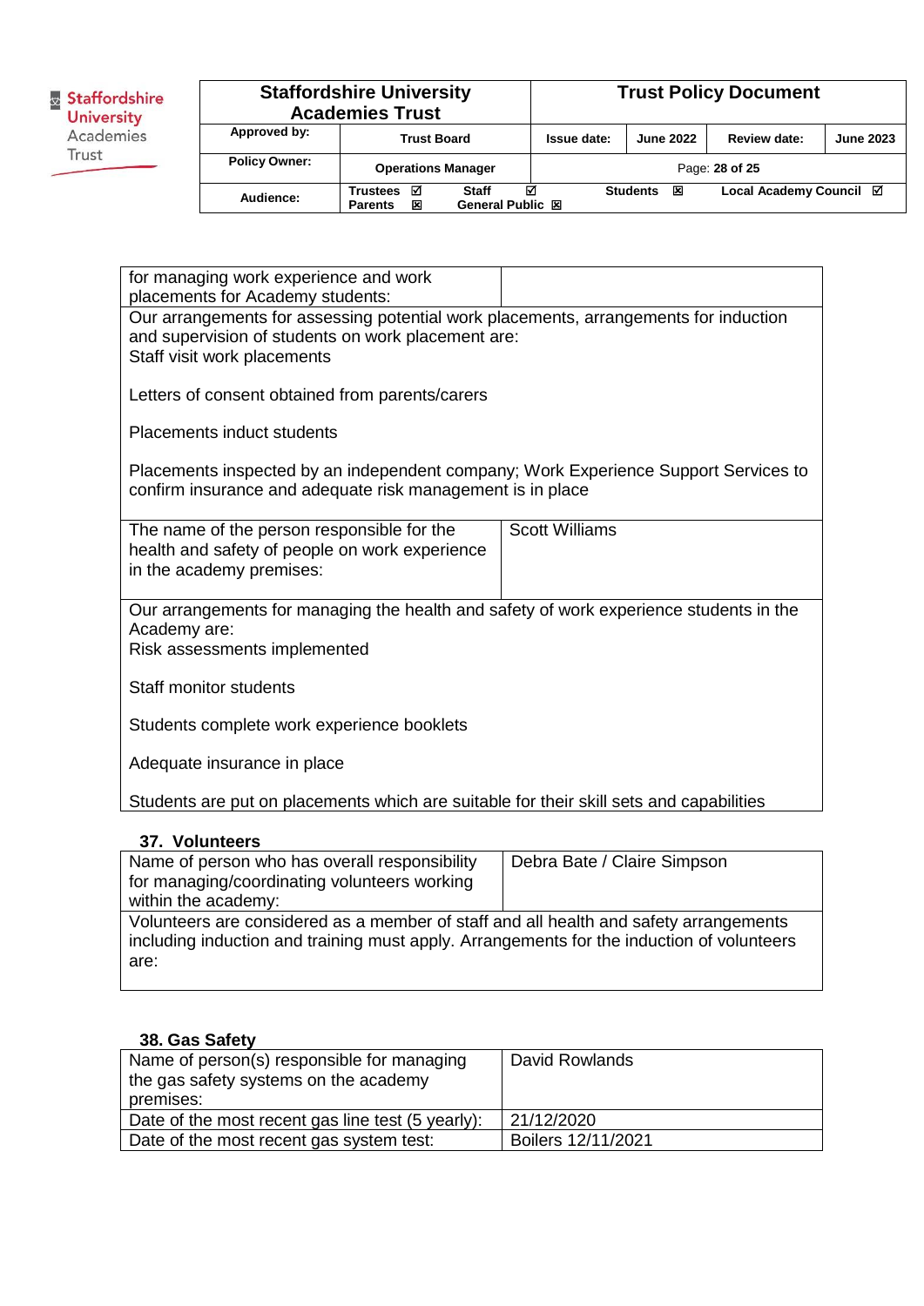| for managing work experience and work placements for Academy students: | |
|---|---|
| Our arrangements for assessing potential work placements, arrangements for induction and supervision of students on work placement are:<br>Staff visit work placements<br><br>Letters of consent obtained from parents/carers<br><br>Placements induct students<br><br>Placements inspected by an independent company; Work Experience Support Services to confirm insurance and adequate risk management is in place | |
| The name of the person responsible for the health and safety of people on work experience in the academy premises: | Scott Williams |
| Our arrangements for managing the health and safety of work experience students in the Academy are:<br>Risk assessments implemented<br><br>Staff monitor students<br><br>Students complete work experience booklets<br><br>Adequate insurance in place<br><br>Students are put on placements which are suitable for their skill sets and capabilities | |

### 37. Volunteers

| Name of person who has overall responsibility for managing/coordinating volunteers working within the academy: | Debra Bate / Claire Simpson |
|---|---|
| Volunteers are considered as a member of staff and all health and safety arrangements including induction and training must apply. Arrangements for the induction of volunteers are: | |

### 38. Gas Safety

| Name of person(s) responsible for managing the gas safety systems on the academy premises: | David Rowlands |
|---|---|
| Date of the most recent gas line test (5 yearly): | 21/12/2020 |
| Date of the most recent gas system test: | Boilers 12/11/2021 |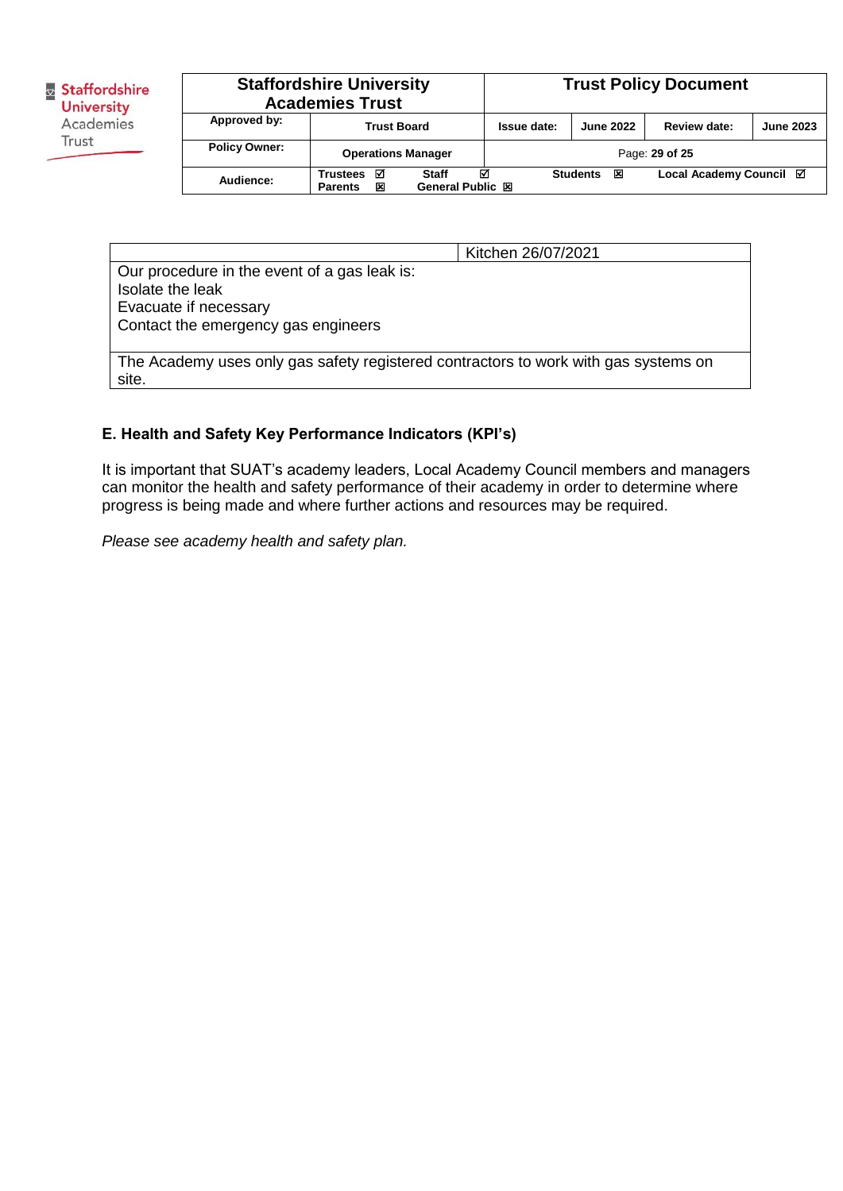| | Kitchen 26/07/2021 |
|---|---|
| Our procedure in the event of a gas leak is:<br>Isolate the leak<br>Evacuate if necessary<br>Contact the emergency gas engineers | |
| The Academy uses only gas safety registered contractors to work with gas systems on site. | |

**E. Health and Safety Key Performance Indicators (KPI's)**

It is important that SUAT's academy leaders, Local Academy Council members and managers can monitor the health and safety performance of their academy in order to determine where progress is being made and where further actions and resources may be required.

*Please see academy health and safety plan.*